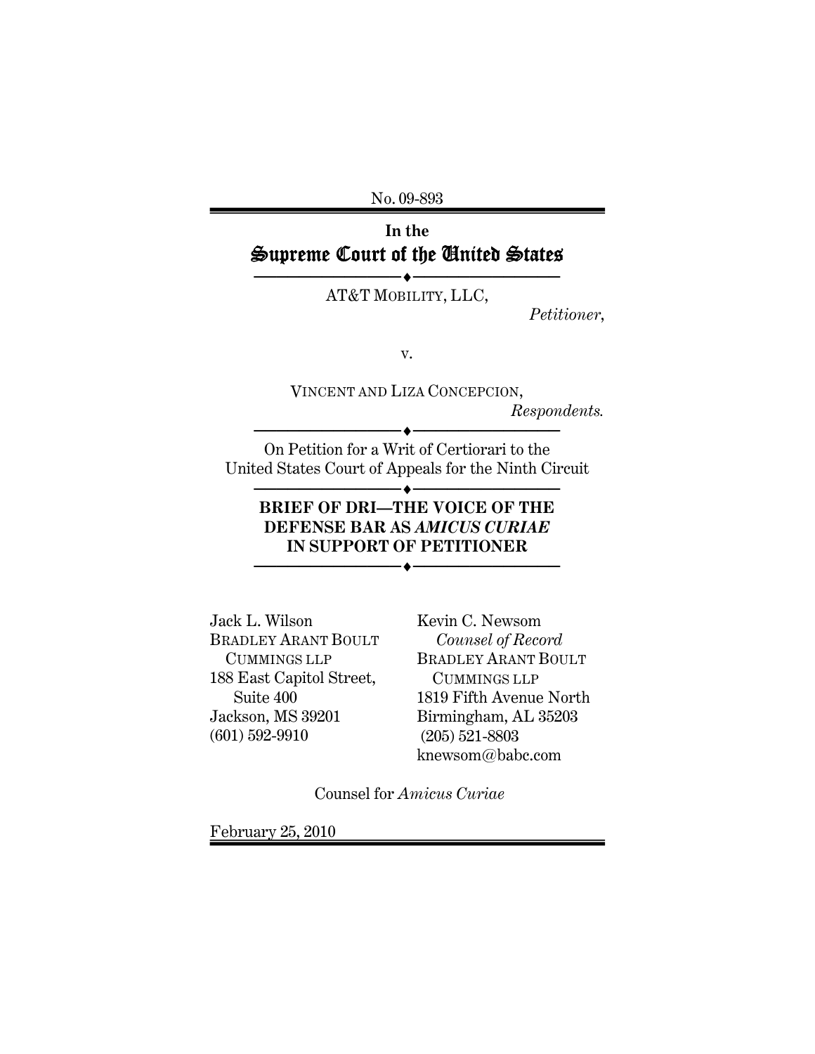No. 09-893

In the

# Supreme Court of the United States

AT&T MOBILITY, LLC,

*Petitioner*,

v.

VINCENT AND LIZA CONCEPCION,

*Respondents.*

On Petition for a Writ of Certiorari to the United States Court of Appeals for the Ninth Circuit

**BRIEF OF DRI—THE VOICE OF THE DEFENSE BAR AS *AMICUS CURIAE* IN SUPPORT OF PETITIONER**

Jack L. Wilson
BRADLEY ARANT BOULT CUMMINGS LLP
188 East Capitol Street, Suite 400
Jackson, MS 39201
(601) 592-9910

Kevin C. Newsom
*Counsel of Record*
BRADLEY ARANT BOULT CUMMINGS LLP
1819 Fifth Avenue North
Birmingham, AL 35203
(205) 521-8803
knewsom@babc.com

Counsel for *Amicus Curiae*

February 25, 2010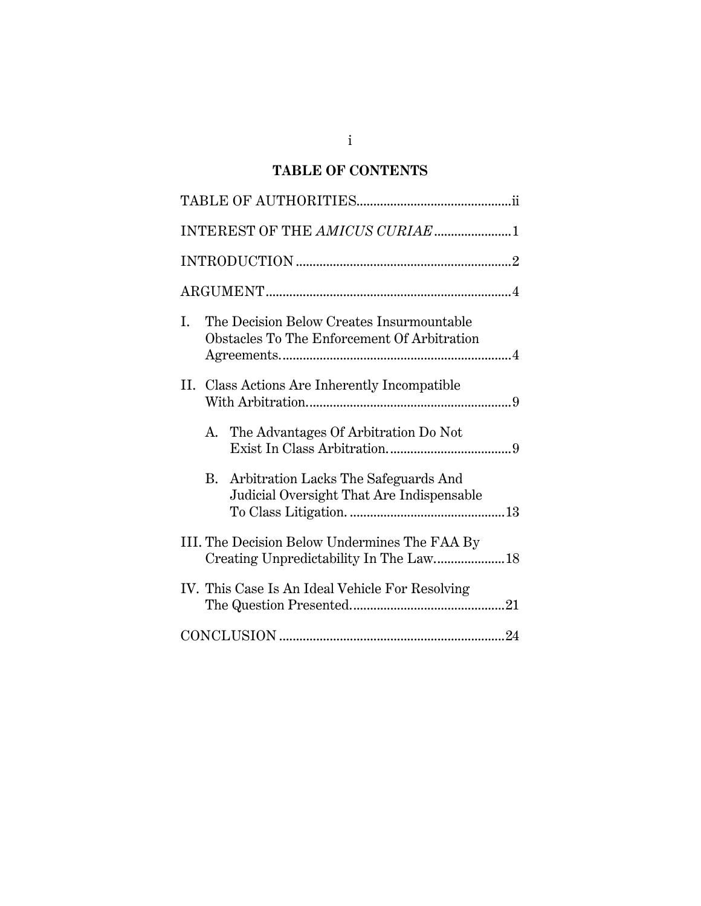# TABLE OF CONTENTS

TABLE OF AUTHORITIES..............................................ii

INTEREST OF THE *AMICUS CURIAE*.......................1

INTRODUCTION ................................................................2

ARGUMENT.........................................................................4

I. The Decision Below Creates Insurmountable Obstacles To The Enforcement Of Arbitration Agreements.....................................................................4

II. Class Actions Are Inherently Incompatible With Arbitration.............................................................9

   A. The Advantages Of Arbitration Do Not Exist In Class Arbitration.....................................9

   B. Arbitration Lacks The Safeguards And Judicial Oversight That Are Indispensable To Class Litigation. ..............................................13

III. The Decision Below Undermines The FAA By Creating Unpredictability In The Law.....................18

IV. This Case Is An Ideal Vehicle For Resolving The Question Presented..............................................21

CONCLUSION ..................................................................24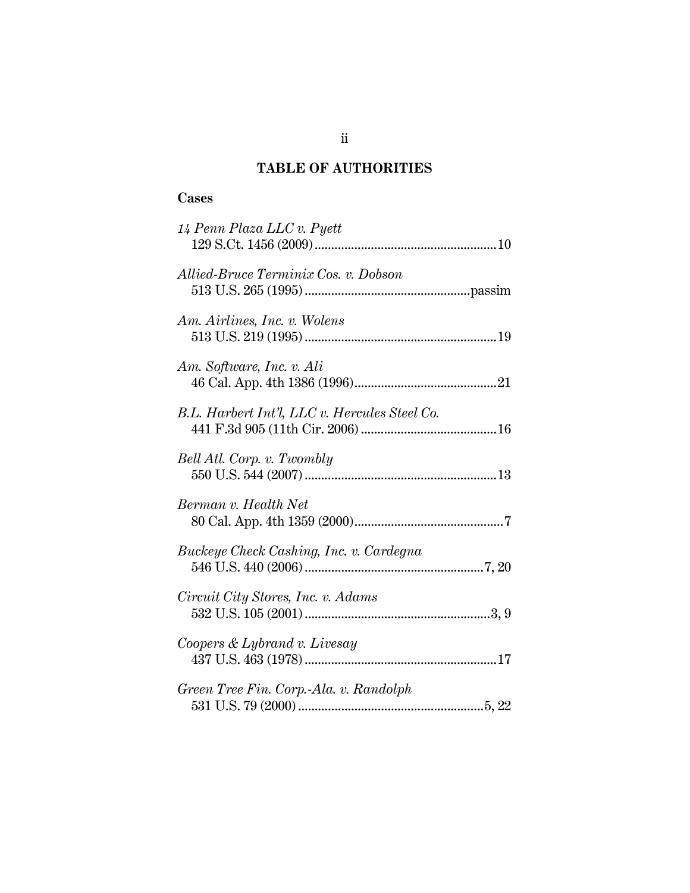## TABLE OF AUTHORITIES

### Cases

*14 Penn Plaza LLC v. Pyett*
129 S.Ct. 1456 (2009) ....................................................... 10

*Allied-Bruce Terminix Cos. v. Dobson*
513 U.S. 265 (1995) .................................................. passim

*Am. Airlines, Inc. v. Wolens*
513 U.S. 219 (1995) .......................................................... 19

*Am. Software, Inc. v. Ali*
46 Cal. App. 4th 1386 (1996) ........................................... 21

*B.L. Harbert Int'l, LLC v. Hercules Steel Co.*
441 F.3d 905 (11th Cir. 2006) ......................................... 16

*Bell Atl. Corp. v. Twombly*
550 U.S. 544 (2007) .......................................................... 13

*Berman v. Health Net*
80 Cal. App. 4th 1359 (2000) ............................................. 7

*Buckeye Check Cashing, Inc. v. Cardegna*
546 U.S. 440 (2006) ..................................................... 7, 20

*Circuit City Stores, Inc. v. Adams*
532 U.S. 105 (2001) ....................................................... 3, 9

*Coopers & Lybrand v. Livesay*
437 U.S. 463 (1978) .......................................................... 17

*Green Tree Fin. Corp.-Ala. v. Randolph*
531 U.S. 79 (2000) ........................................................ 5, 22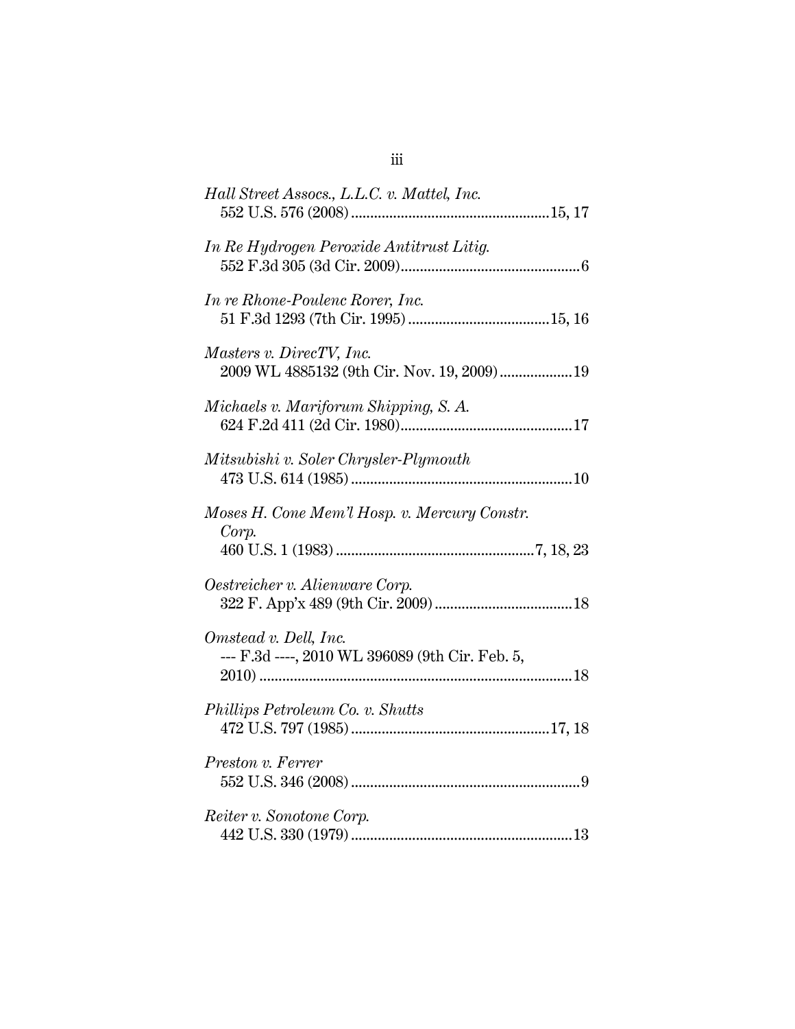*Hall Street Assocs., L.L.C. v. Mattel, Inc.*
552 U.S. 576 (2008)....................................................15, 17

*In Re Hydrogen Peroxide Antitrust Litig.*
552 F.3d 305 (3d Cir. 2009)...............................................6

*In re Rhone-Poulenc Rorer, Inc.*
51 F.3d 1293 (7th Cir. 1995).....................................15, 16

*Masters v. DirecTV, Inc.*
2009 WL 4885132 (9th Cir. Nov. 19, 2009)...................19

*Michaels v. Mariforum Shipping, S. A.*
624 F.2d 411 (2d Cir. 1980).............................................17

*Mitsubishi v. Soler Chrysler-Plymouth*
473 U.S. 614 (1985)..........................................................10

*Moses H. Cone Mem'l Hosp. v. Mercury Constr. Corp.*
460 U.S. 1 (1983)....................................................7, 18, 23

*Oestreicher v. Alienware Corp.*
322 F. App'x 489 (9th Cir. 2009)....................................18

*Omstead v. Dell, Inc.*
--- F.3d ----, 2010 WL 396089 (9th Cir. Feb. 5, 2010)..................................................................................18

*Phillips Petroleum Co. v. Shutts*
472 U.S. 797 (1985)....................................................17, 18

*Preston v. Ferrer*
552 U.S. 346 (2008)............................................................9

*Reiter v. Sonotone Corp.*
442 U.S. 330 (1979)..........................................................13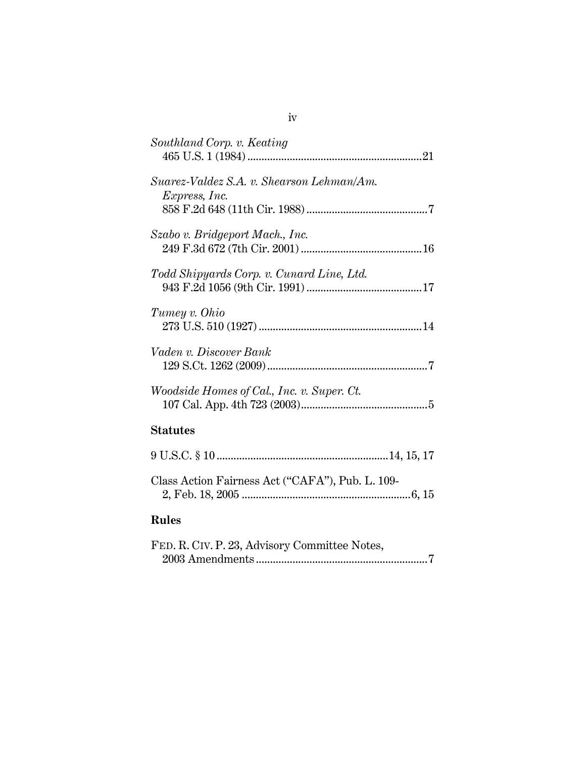*Southland Corp. v. Keating*
465 U.S. 1 (1984) ............................................................21

*Suarez-Valdez S.A. v. Shearson Lehman/Am. Express, Inc.*
858 F.2d 648 (11th Cir. 1988) ..........................................7

*Szabo v. Bridgeport Mach., Inc.*
249 F.3d 672 (7th Cir. 2001) ..........................................16

*Todd Shipyards Corp. v. Cunard Line, Ltd.*
943 F.2d 1056 (9th Cir. 1991) ........................................17

*Tumey v. Ohio*
273 U.S. 510 (1927) .........................................................14

*Vaden v. Discover Bank*
129 S.Ct. 1262 (2009) ........................................................7

*Woodside Homes of Cal., Inc. v. Super. Ct.*
107 Cal. App. 4th 723 (2003)............................................5

**Statutes**

9 U.S.C. § 10 ............................................................14, 15, 17

Class Action Fairness Act ("CAFA"), Pub. L. 109-2, Feb. 18, 2005 ..........................................................6, 15

**Rules**

FED. R. CIV. P. 23, Advisory Committee Notes, 2003 Amendments ............................................................7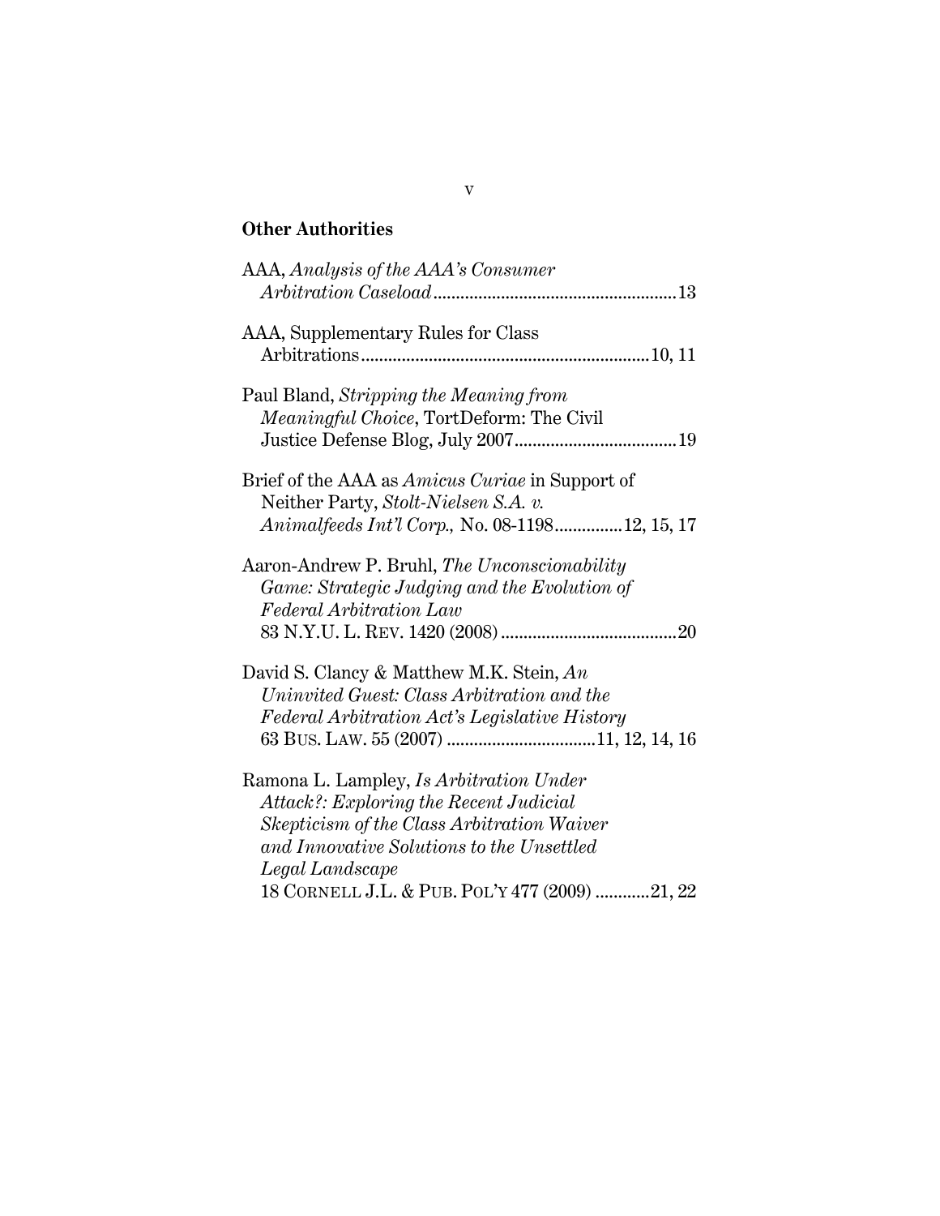## Other Authorities

AAA, *Analysis of the AAA's Consumer Arbitration Caseload*.....................................................13

AAA, Supplementary Rules for Class Arbitrations...............................................................10, 11

Paul Bland, *Stripping the Meaning from Meaningful Choice*, TortDeform: The Civil Justice Defense Blog, July 2007....................................19

Brief of the AAA as *Amicus Curiae* in Support of Neither Party, *Stolt-Nielsen S.A. v. Animalfeeds Int'l Corp.,* No. 08-1198...............12, 15, 17

Aaron-Andrew P. Bruhl, *The Unconscionability Game: Strategic Judging and the Evolution of Federal Arbitration Law* 83 N.Y.U. L. REV. 1420 (2008).......................................20

David S. Clancy & Matthew M.K. Stein, *An Uninvited Guest: Class Arbitration and the Federal Arbitration Act's Legislative History* 63 BUS. LAW. 55 (2007) .................................11, 12, 14, 16

Ramona L. Lampley, *Is Arbitration Under Attack?: Exploring the Recent Judicial Skepticism of the Class Arbitration Waiver and Innovative Solutions to the Unsettled Legal Landscape* 18 CORNELL J.L. & PUB. POL'Y 477 (2009) ............21, 22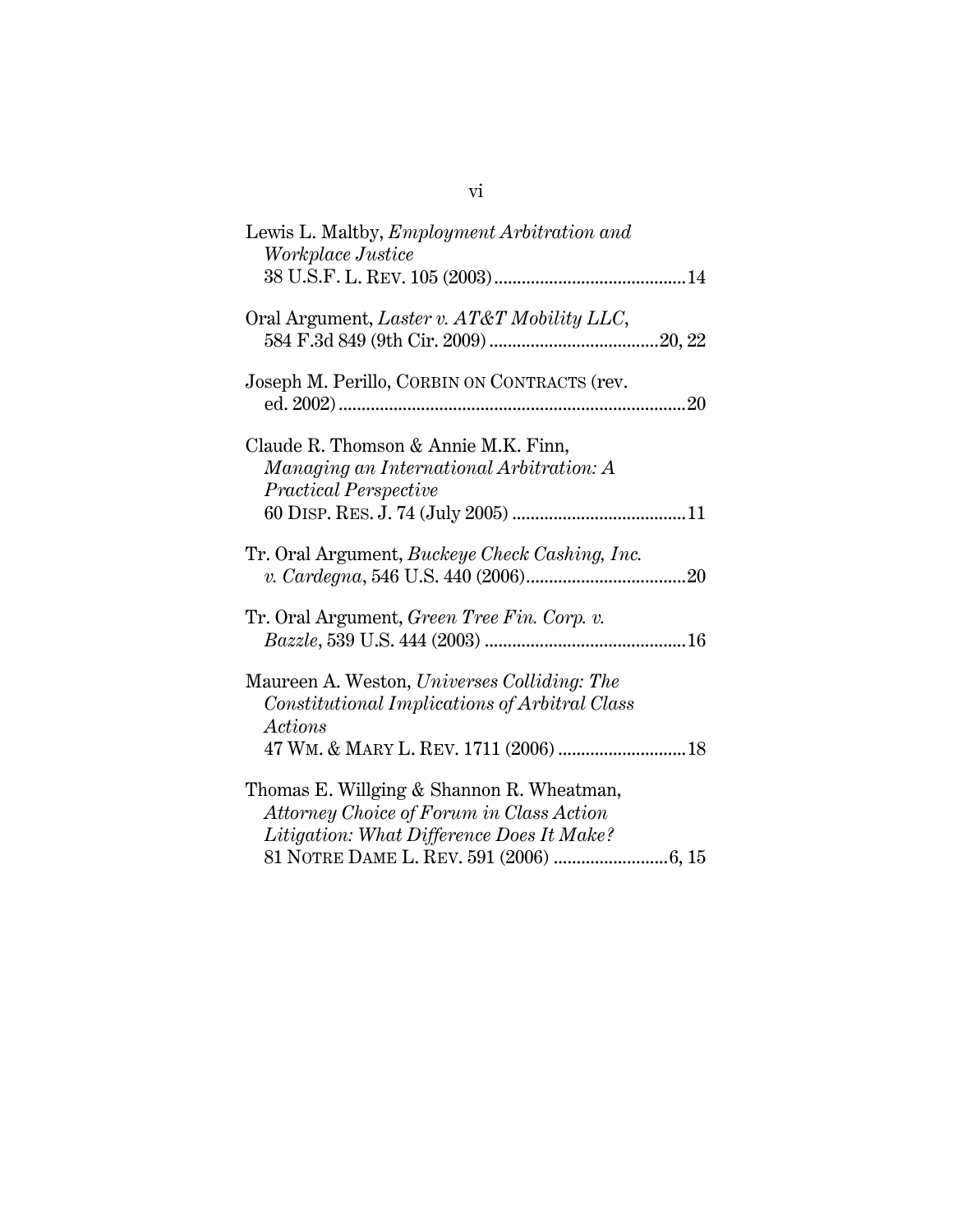Lewis L. Maltby, *Employment Arbitration and Workplace Justice* 38 U.S.F. L. REV. 105 (2003)....................................14

Oral Argument, *Laster v. AT&T Mobility LLC*, 584 F.3d 849 (9th Cir. 2009)...................................20, 22

Joseph M. Perillo, CORBIN ON CONTRACTS (rev. ed. 2002)..........................................................................20

Claude R. Thomson & Annie M.K. Finn, *Managing an International Arbitration: A Practical Perspective* 60 DISP. RES. J. 74 (July 2005)......................................11

Tr. Oral Argument, *Buckeye Check Cashing, Inc. v. Cardegna*, 546 U.S. 440 (2006)..................................20

Tr. Oral Argument, *Green Tree Fin. Corp. v. Bazzle*, 539 U.S. 444 (2003)...........................................16

Maureen A. Weston, *Universes Colliding: The Constitutional Implications of Arbitral Class Actions* 47 WM. & MARY L. REV. 1711 (2006)...........................18

Thomas E. Willging & Shannon R. Wheatman, *Attorney Choice of Forum in Class Action Litigation: What Difference Does It Make?* 81 NOTRE DAME L. REV. 591 (2006).........................6, 15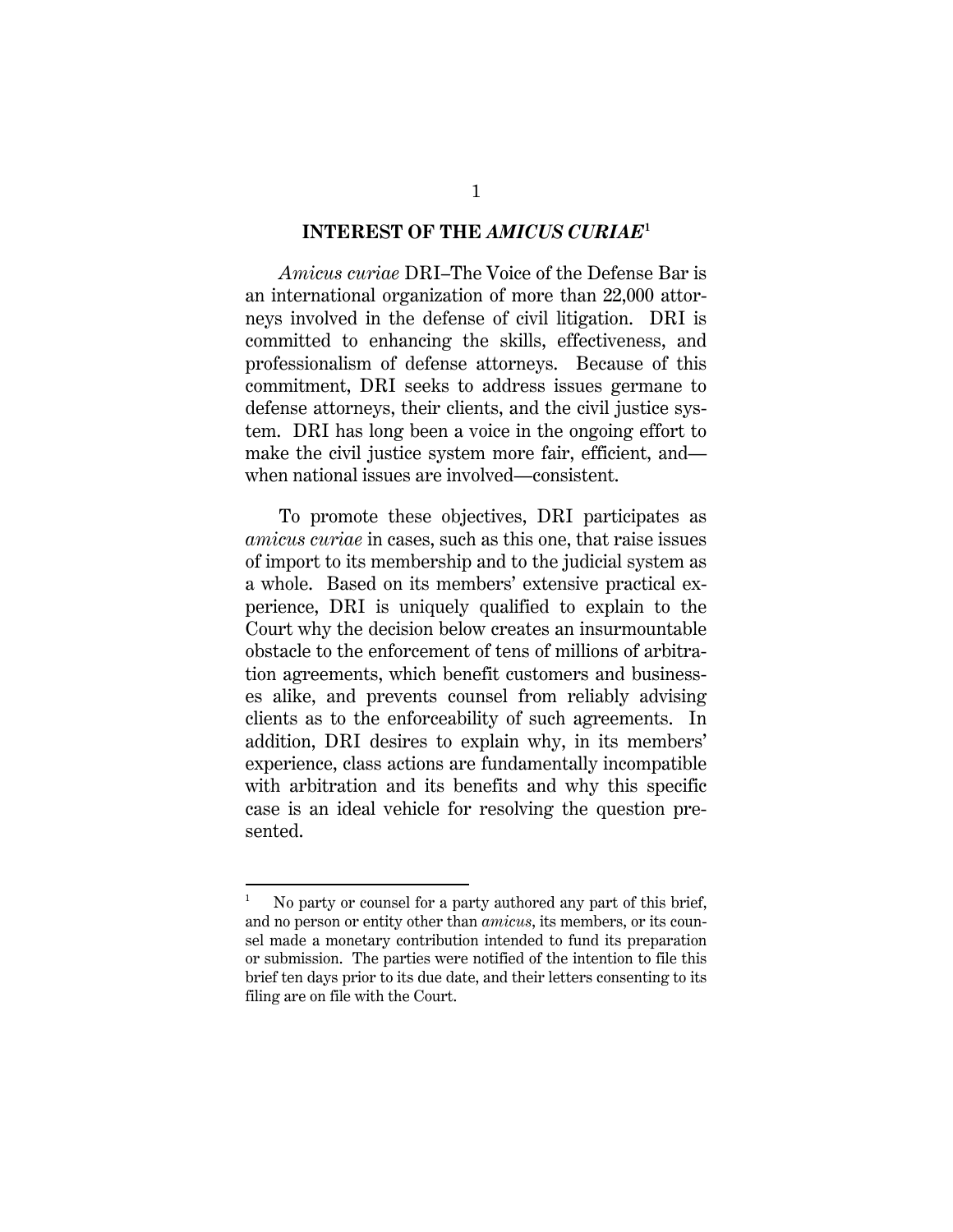## INTEREST OF THE *AMICUS CURIAE*[1]

*Amicus curiae* DRI–The Voice of the Defense Bar is an international organization of more than 22,000 attorneys involved in the defense of civil litigation. DRI is committed to enhancing the skills, effectiveness, and professionalism of defense attorneys. Because of this commitment, DRI seeks to address issues germane to defense attorneys, their clients, and the civil justice system. DRI has long been a voice in the ongoing effort to make the civil justice system more fair, efficient, and—when national issues are involved—consistent.

To promote these objectives, DRI participates as *amicus curiae* in cases, such as this one, that raise issues of import to its membership and to the judicial system as a whole. Based on its members' extensive practical experience, DRI is uniquely qualified to explain to the Court why the decision below creates an insurmountable obstacle to the enforcement of tens of millions of arbitration agreements, which benefit customers and businesses alike, and prevents counsel from reliably advising clients as to the enforceability of such agreements. In addition, DRI desires to explain why, in its members' experience, class actions are fundamentally incompatible with arbitration and its benefits and why this specific case is an ideal vehicle for resolving the question presented.

---

[1] No party or counsel for a party authored any part of this brief, and no person or entity other than *amicus*, its members, or its counsel made a monetary contribution intended to fund its preparation or submission. The parties were notified of the intention to file this brief ten days prior to its due date, and their letters consenting to its filing are on file with the Court.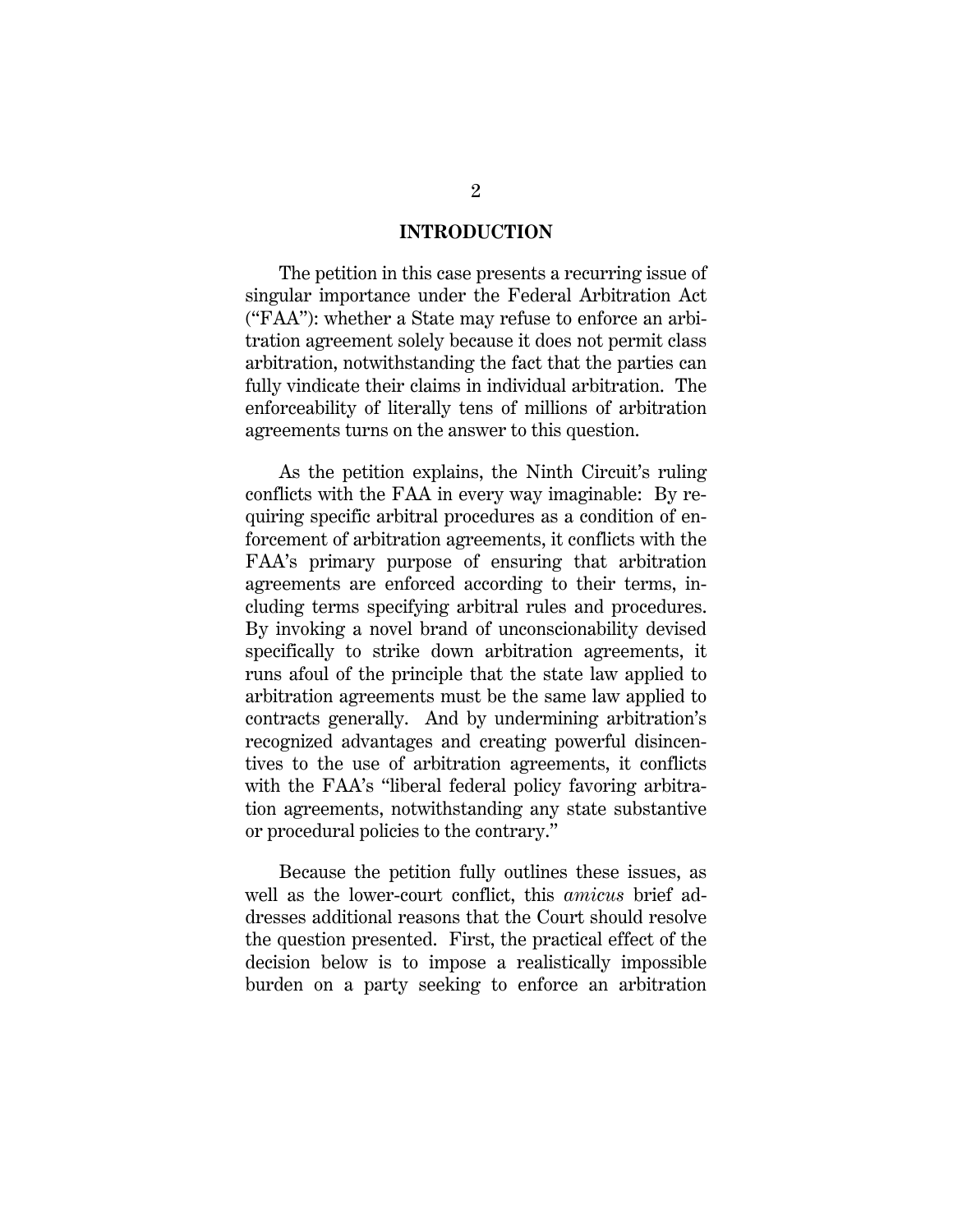## INTRODUCTION

The petition in this case presents a recurring issue of singular importance under the Federal Arbitration Act ("FAA"): whether a State may refuse to enforce an arbitration agreement solely because it does not permit class arbitration, notwithstanding the fact that the parties can fully vindicate their claims in individual arbitration. The enforceability of literally tens of millions of arbitration agreements turns on the answer to this question.

As the petition explains, the Ninth Circuit's ruling conflicts with the FAA in every way imaginable: By requiring specific arbitral procedures as a condition of enforcement of arbitration agreements, it conflicts with the FAA's primary purpose of ensuring that arbitration agreements are enforced according to their terms, including terms specifying arbitral rules and procedures. By invoking a novel brand of unconscionability devised specifically to strike down arbitration agreements, it runs afoul of the principle that the state law applied to arbitration agreements must be the same law applied to contracts generally. And by undermining arbitration's recognized advantages and creating powerful disincentives to the use of arbitration agreements, it conflicts with the FAA's "liberal federal policy favoring arbitration agreements, notwithstanding any state substantive or procedural policies to the contrary."

Because the petition fully outlines these issues, as well as the lower-court conflict, this *amicus* brief addresses additional reasons that the Court should resolve the question presented. First, the practical effect of the decision below is to impose a realistically impossible burden on a party seeking to enforce an arbitration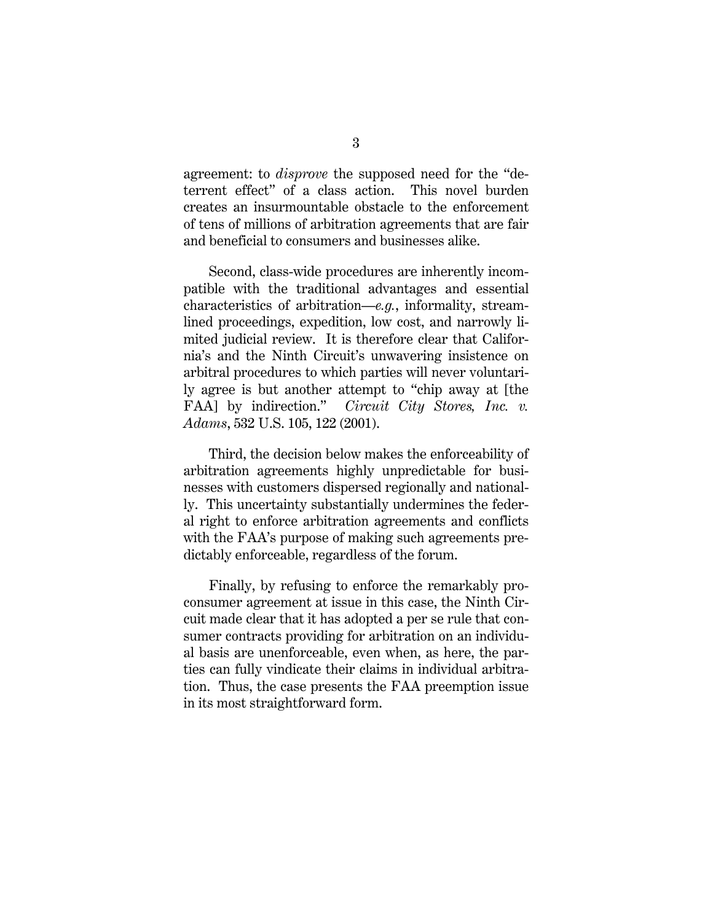agreement: to *disprove* the supposed need for the "deterrent effect" of a class action. This novel burden creates an insurmountable obstacle to the enforcement of tens of millions of arbitration agreements that are fair and beneficial to consumers and businesses alike.

Second, class-wide procedures are inherently incompatible with the traditional advantages and essential characteristics of arbitration—*e.g.*, informality, streamlined proceedings, expedition, low cost, and narrowly limited judicial review. It is therefore clear that California's and the Ninth Circuit's unwavering insistence on arbitral procedures to which parties will never voluntarily agree is but another attempt to "chip away at [the FAA] by indirection." *Circuit City Stores, Inc. v. Adams*, 532 U.S. 105, 122 (2001).

Third, the decision below makes the enforceability of arbitration agreements highly unpredictable for businesses with customers dispersed regionally and nationally. This uncertainty substantially undermines the federal right to enforce arbitration agreements and conflicts with the FAA's purpose of making such agreements predictably enforceable, regardless of the forum.

Finally, by refusing to enforce the remarkably pro-consumer agreement at issue in this case, the Ninth Circuit made clear that it has adopted a per se rule that consumer contracts providing for arbitration on an individual basis are unenforceable, even when, as here, the parties can fully vindicate their claims in individual arbitration. Thus, the case presents the FAA preemption issue in its most straightforward form.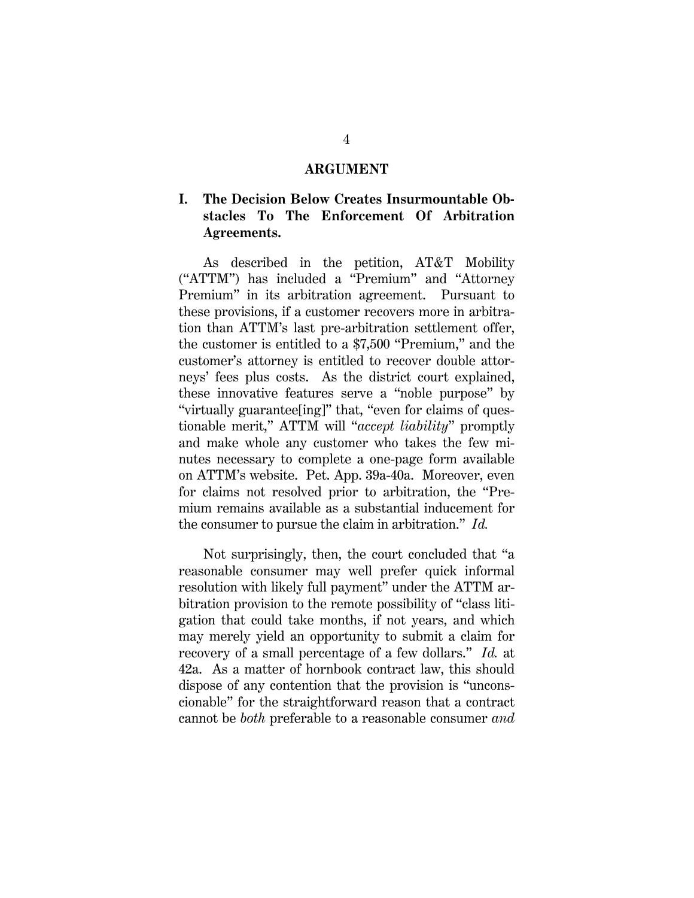## ARGUMENT

### I. The Decision Below Creates Insurmountable Obstacles To The Enforcement Of Arbitration Agreements.

As described in the petition, AT&T Mobility ("ATTM") has included a "Premium" and "Attorney Premium" in its arbitration agreement. Pursuant to these provisions, if a customer recovers more in arbitration than ATTM's last pre-arbitration settlement offer, the customer is entitled to a $7,500 "Premium," and the customer's attorney is entitled to recover double attorneys' fees plus costs. As the district court explained, these innovative features serve a "noble purpose" by "virtually guarantee[ing]" that, "even for claims of questionable merit," ATTM will "*accept liability*" promptly and make whole any customer who takes the few minutes necessary to complete a one-page form available on ATTM's website. Pet. App. 39a-40a. Moreover, even for claims not resolved prior to arbitration, the "Premium remains available as a substantial inducement for the consumer to pursue the claim in arbitration." *Id.*

Not surprisingly, then, the court concluded that "a reasonable consumer may well prefer quick informal resolution with likely full payment" under the ATTM arbitration provision to the remote possibility of "class litigation that could take months, if not years, and which may merely yield an opportunity to submit a claim for recovery of a small percentage of a few dollars." *Id.* at 42a. As a matter of hornbook contract law, this should dispose of any contention that the provision is "unconscionable" for the straightforward reason that a contract cannot be *both* preferable to a reasonable consumer *and*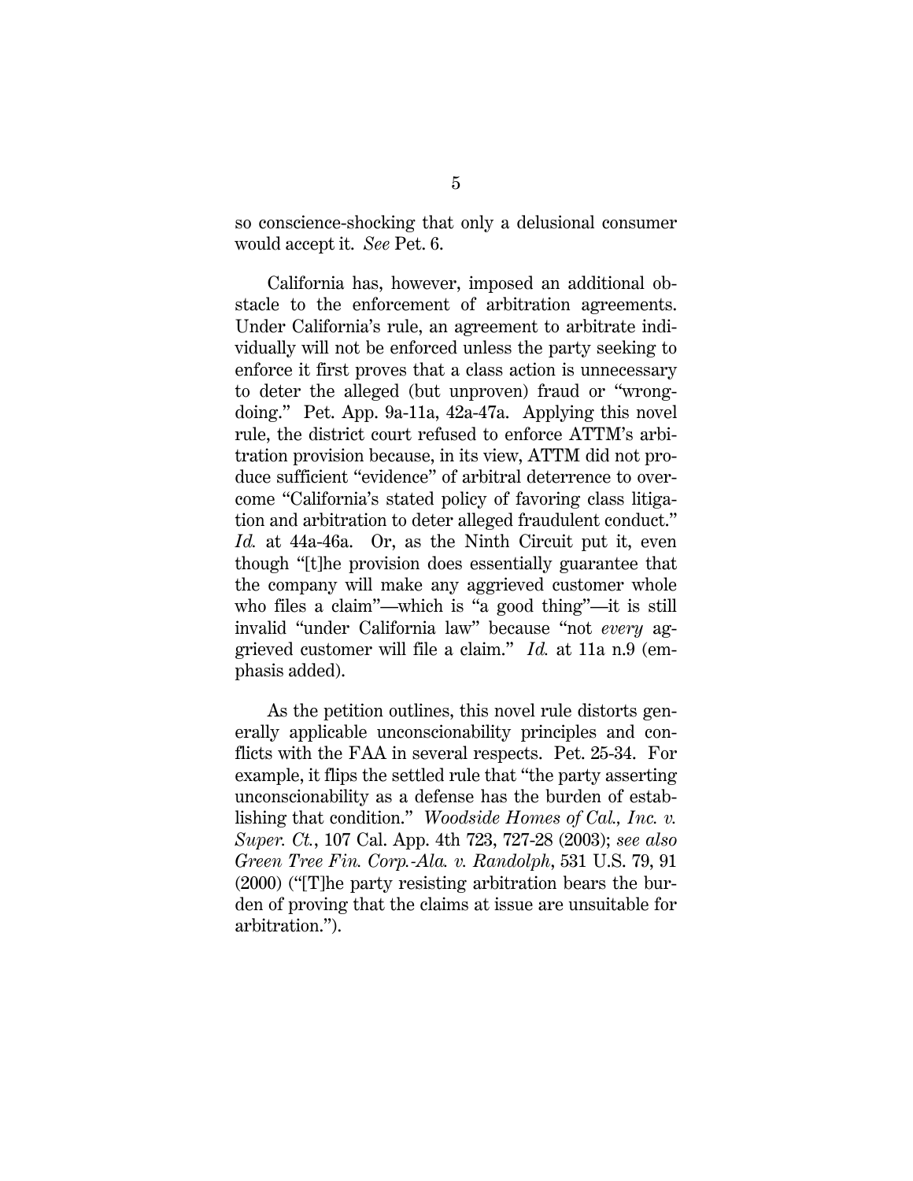so conscience-shocking that only a delusional consumer would accept it. *See* Pet. 6.

California has, however, imposed an additional obstacle to the enforcement of arbitration agreements. Under California's rule, an agreement to arbitrate individually will not be enforced unless the party seeking to enforce it first proves that a class action is unnecessary to deter the alleged (but unproven) fraud or "wrongdoing." Pet. App. 9a-11a, 42a-47a. Applying this novel rule, the district court refused to enforce ATTM's arbitration provision because, in its view, ATTM did not produce sufficient "evidence" of arbitral deterrence to overcome "California's stated policy of favoring class litigation and arbitration to deter alleged fraudulent conduct." *Id.* at 44a-46a. Or, as the Ninth Circuit put it, even though "[t]he provision does essentially guarantee that the company will make any aggrieved customer whole who files a claim"—which is "a good thing"—it is still invalid "under California law" because "not *every* aggrieved customer will file a claim." *Id.* at 11a n.9 (emphasis added).

As the petition outlines, this novel rule distorts generally applicable unconscionability principles and conflicts with the FAA in several respects. Pet. 25-34. For example, it flips the settled rule that "the party asserting unconscionability as a defense has the burden of establishing that condition." *Woodside Homes of Cal., Inc. v. Super. Ct.*, 107 Cal. App. 4th 723, 727-28 (2003); *see also Green Tree Fin. Corp.-Ala. v. Randolph*, 531 U.S. 79, 91 (2000) ("[T]he party resisting arbitration bears the burden of proving that the claims at issue are unsuitable for arbitration.").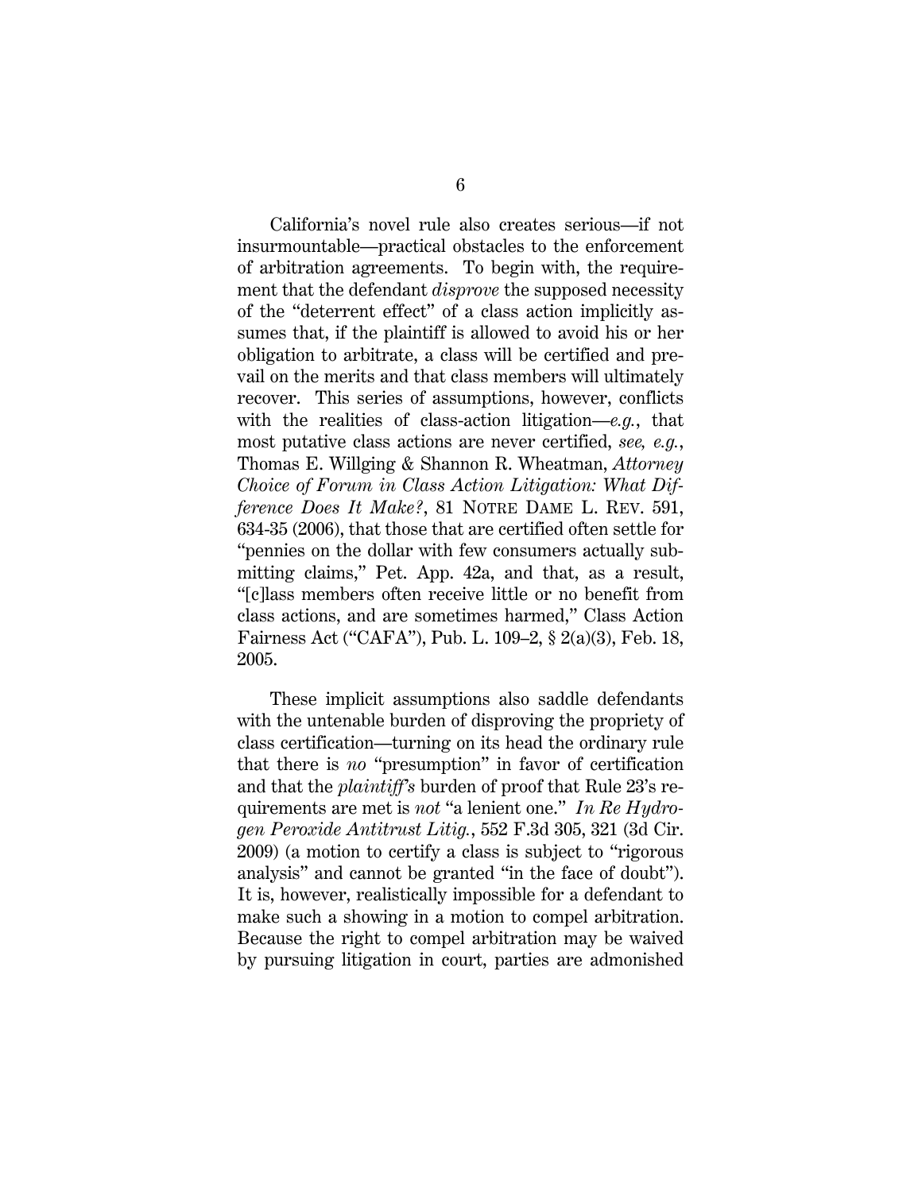California's novel rule also creates serious—if not insurmountable—practical obstacles to the enforcement of arbitration agreements. To begin with, the requirement that the defendant *disprove* the supposed necessity of the "deterrent effect" of a class action implicitly assumes that, if the plaintiff is allowed to avoid his or her obligation to arbitrate, a class will be certified and prevail on the merits and that class members will ultimately recover. This series of assumptions, however, conflicts with the realities of class-action litigation—*e.g.*, that most putative class actions are never certified, *see, e.g.*, Thomas E. Willging & Shannon R. Wheatman, *Attorney Choice of Forum in Class Action Litigation: What Difference Does It Make?*, 81 NOTRE DAME L. REV. 591, 634-35 (2006), that those that are certified often settle for "pennies on the dollar with few consumers actually submitting claims," Pet. App. 42a, and that, as a result, "[c]lass members often receive little or no benefit from class actions, and are sometimes harmed," Class Action Fairness Act ("CAFA"), Pub. L. 109–2, § 2(a)(3), Feb. 18, 2005.

These implicit assumptions also saddle defendants with the untenable burden of disproving the propriety of class certification—turning on its head the ordinary rule that there is *no* "presumption" in favor of certification and that the *plaintiff's* burden of proof that Rule 23's requirements are met is *not* "a lenient one." *In Re Hydrogen Peroxide Antitrust Litig.*, 552 F.3d 305, 321 (3d Cir. 2009) (a motion to certify a class is subject to "rigorous analysis" and cannot be granted "in the face of doubt"). It is, however, realistically impossible for a defendant to make such a showing in a motion to compel arbitration. Because the right to compel arbitration may be waived by pursuing litigation in court, parties are admonished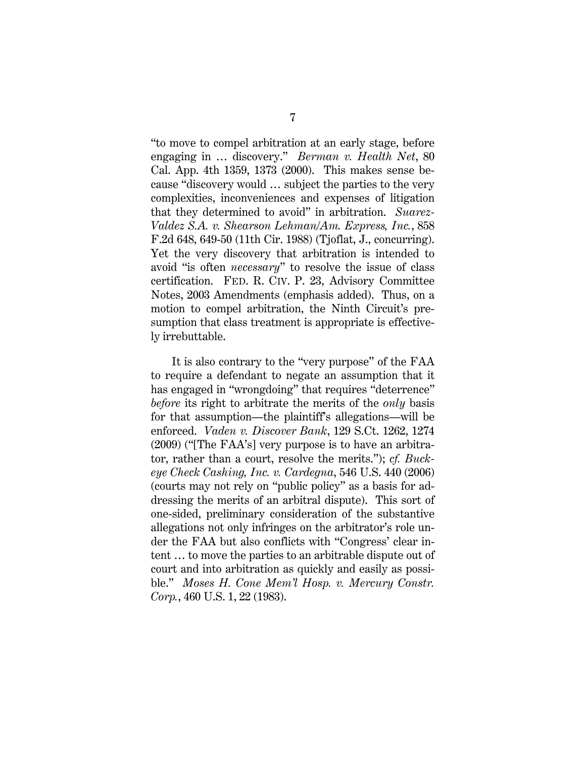"to move to compel arbitration at an early stage, before engaging in … discovery." *Berman v. Health Net*, 80 Cal. App. 4th 1359, 1373 (2000). This makes sense because "discovery would … subject the parties to the very complexities, inconveniences and expenses of litigation that they determined to avoid" in arbitration. *Suarez-Valdez S.A. v. Shearson Lehman/Am. Express, Inc.*, 858 F.2d 648, 649-50 (11th Cir. 1988) (Tjoflat, J., concurring). Yet the very discovery that arbitration is intended to avoid "is often *necessary*" to resolve the issue of class certification. FED. R. CIV. P. 23, Advisory Committee Notes, 2003 Amendments (emphasis added). Thus, on a motion to compel arbitration, the Ninth Circuit's presumption that class treatment is appropriate is effectively irrebuttable.

It is also contrary to the "very purpose" of the FAA to require a defendant to negate an assumption that it has engaged in "wrongdoing" that requires "deterrence" *before* its right to arbitrate the merits of the *only* basis for that assumption—the plaintiff's allegations—will be enforced. *Vaden v. Discover Bank*, 129 S.Ct. 1262, 1274 (2009) ("[The FAA's] very purpose is to have an arbitrator, rather than a court, resolve the merits."); *cf. Buckeye Check Cashing, Inc. v. Cardegna*, 546 U.S. 440 (2006) (courts may not rely on "public policy" as a basis for addressing the merits of an arbitral dispute). This sort of one-sided, preliminary consideration of the substantive allegations not only infringes on the arbitrator's role under the FAA but also conflicts with "Congress' clear intent … to move the parties to an arbitrable dispute out of court and into arbitration as quickly and easily as possible." *Moses H. Cone Mem'l Hosp. v. Mercury Constr. Corp.*, 460 U.S. 1, 22 (1983).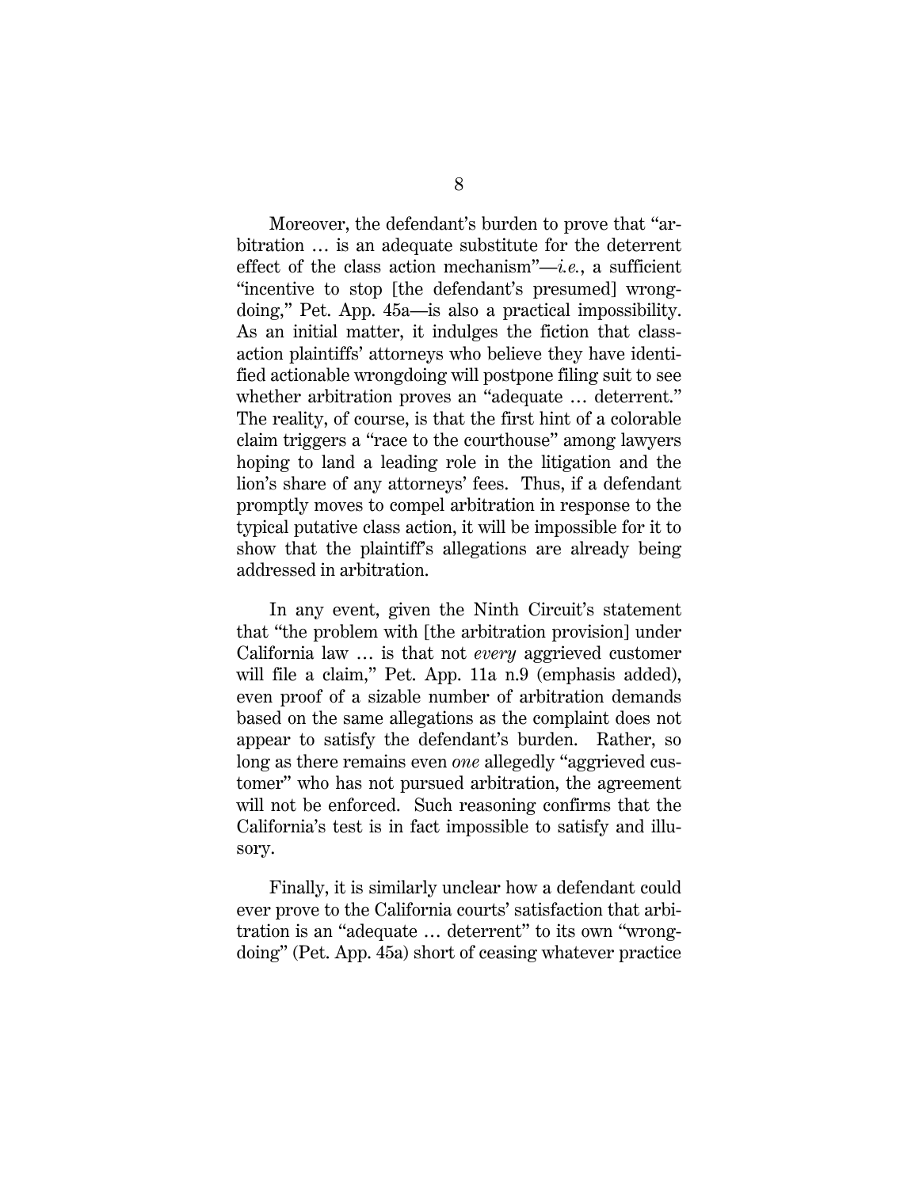Moreover, the defendant's burden to prove that "arbitration … is an adequate substitute for the deterrent effect of the class action mechanism"—*i.e.*, a sufficient "incentive to stop [the defendant's presumed] wrongdoing," Pet. App. 45a—is also a practical impossibility. As an initial matter, it indulges the fiction that class-action plaintiffs' attorneys who believe they have identified actionable wrongdoing will postpone filing suit to see whether arbitration proves an "adequate … deterrent." The reality, of course, is that the first hint of a colorable claim triggers a "race to the courthouse" among lawyers hoping to land a leading role in the litigation and the lion's share of any attorneys' fees. Thus, if a defendant promptly moves to compel arbitration in response to the typical putative class action, it will be impossible for it to show that the plaintiff's allegations are already being addressed in arbitration.

In any event, given the Ninth Circuit's statement that "the problem with [the arbitration provision] under California law … is that not *every* aggrieved customer will file a claim," Pet. App. 11a n.9 (emphasis added), even proof of a sizable number of arbitration demands based on the same allegations as the complaint does not appear to satisfy the defendant's burden. Rather, so long as there remains even *one* allegedly "aggrieved customer" who has not pursued arbitration, the agreement will not be enforced. Such reasoning confirms that the California's test is in fact impossible to satisfy and illusory.

Finally, it is similarly unclear how a defendant could ever prove to the California courts' satisfaction that arbitration is an "adequate … deterrent" to its own "wrongdoing" (Pet. App. 45a) short of ceasing whatever practice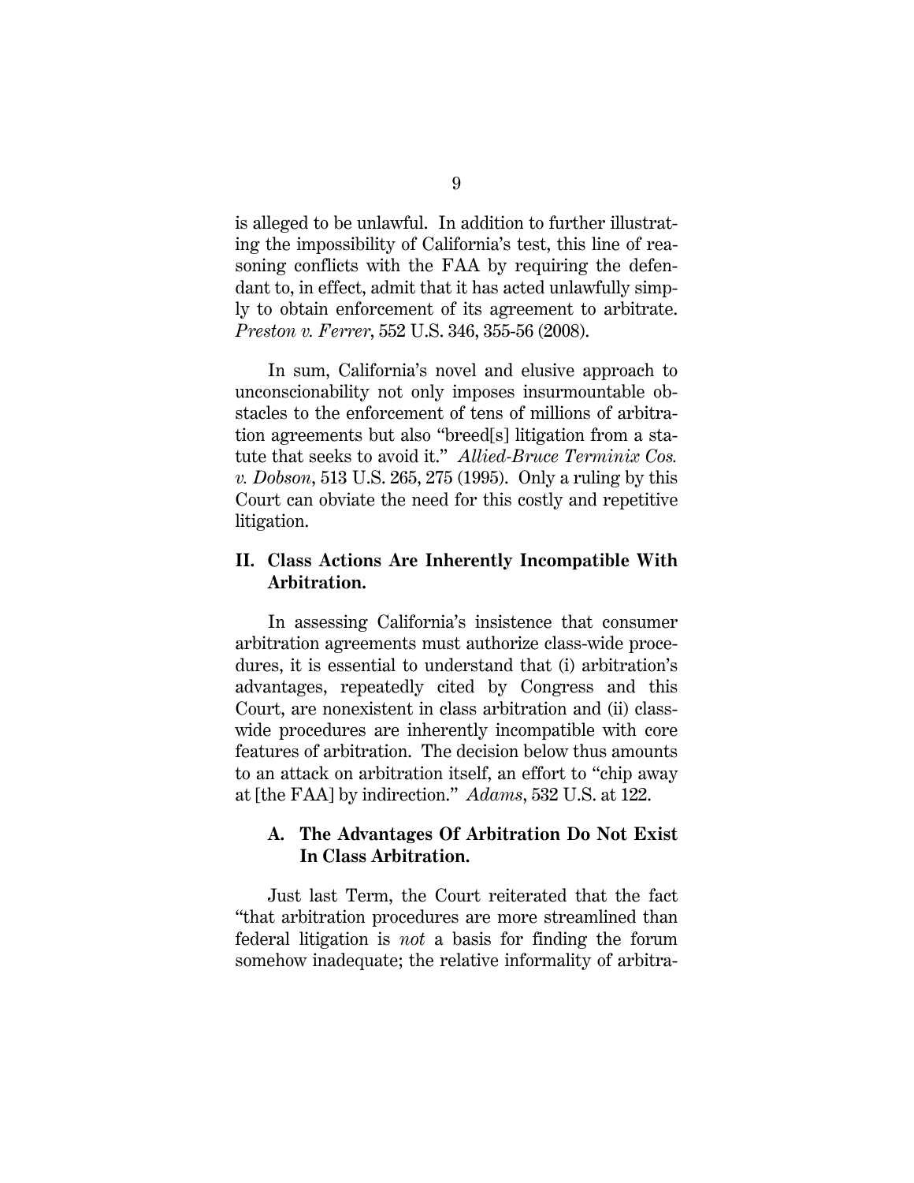is alleged to be unlawful. In addition to further illustrating the impossibility of California's test, this line of reasoning conflicts with the FAA by requiring the defendant to, in effect, admit that it has acted unlawfully simply to obtain enforcement of its agreement to arbitrate. *Preston v. Ferrer*, 552 U.S. 346, 355-56 (2008).

In sum, California's novel and elusive approach to unconscionability not only imposes insurmountable obstacles to the enforcement of tens of millions of arbitration agreements but also "breed[s] litigation from a statute that seeks to avoid it." *Allied-Bruce Terminix Cos. v. Dobson*, 513 U.S. 265, 275 (1995). Only a ruling by this Court can obviate the need for this costly and repetitive litigation.

## II. Class Actions Are Inherently Incompatible With Arbitration.

In assessing California's insistence that consumer arbitration agreements must authorize class-wide procedures, it is essential to understand that (i) arbitration's advantages, repeatedly cited by Congress and this Court, are nonexistent in class arbitration and (ii) class-wide procedures are inherently incompatible with core features of arbitration. The decision below thus amounts to an attack on arbitration itself, an effort to "chip away at [the FAA] by indirection." *Adams*, 532 U.S. at 122.

### A. The Advantages Of Arbitration Do Not Exist In Class Arbitration.

Just last Term, the Court reiterated that the fact "that arbitration procedures are more streamlined than federal litigation is *not* a basis for finding the forum somehow inadequate; the relative informality of arbitra-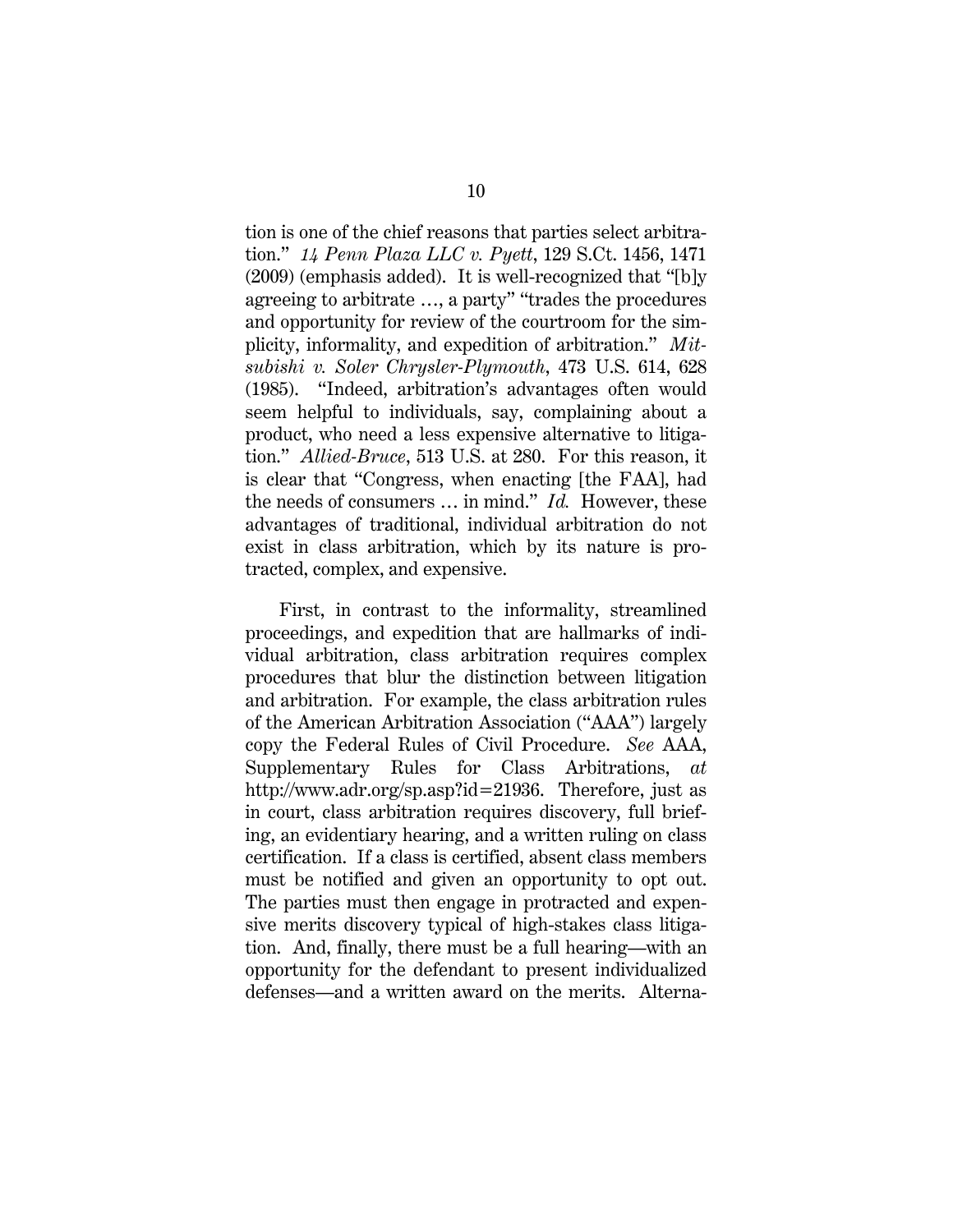tion is one of the chief reasons that parties select arbitration." *14 Penn Plaza LLC v. Pyett*, 129 S.Ct. 1456, 1471 (2009) (emphasis added). It is well-recognized that "[b]y agreeing to arbitrate …, a party" "trades the procedures and opportunity for review of the courtroom for the simplicity, informality, and expedition of arbitration." *Mitsubishi v. Soler Chrysler-Plymouth*, 473 U.S. 614, 628 (1985). "Indeed, arbitration's advantages often would seem helpful to individuals, say, complaining about a product, who need a less expensive alternative to litigation." *Allied-Bruce*, 513 U.S. at 280. For this reason, it is clear that "Congress, when enacting [the FAA], had the needs of consumers … in mind." *Id.* However, these advantages of traditional, individual arbitration do not exist in class arbitration, which by its nature is protracted, complex, and expensive.

First, in contrast to the informality, streamlined proceedings, and expedition that are hallmarks of individual arbitration, class arbitration requires complex procedures that blur the distinction between litigation and arbitration. For example, the class arbitration rules of the American Arbitration Association ("AAA") largely copy the Federal Rules of Civil Procedure. *See* AAA, Supplementary Rules for Class Arbitrations, *at* http://www.adr.org/sp.asp?id=21936. Therefore, just as in court, class arbitration requires discovery, full briefing, an evidentiary hearing, and a written ruling on class certification. If a class is certified, absent class members must be notified and given an opportunity to opt out. The parties must then engage in protracted and expensive merits discovery typical of high-stakes class litigation. And, finally, there must be a full hearing—with an opportunity for the defendant to present individualized defenses—and a written award on the merits. Alterna-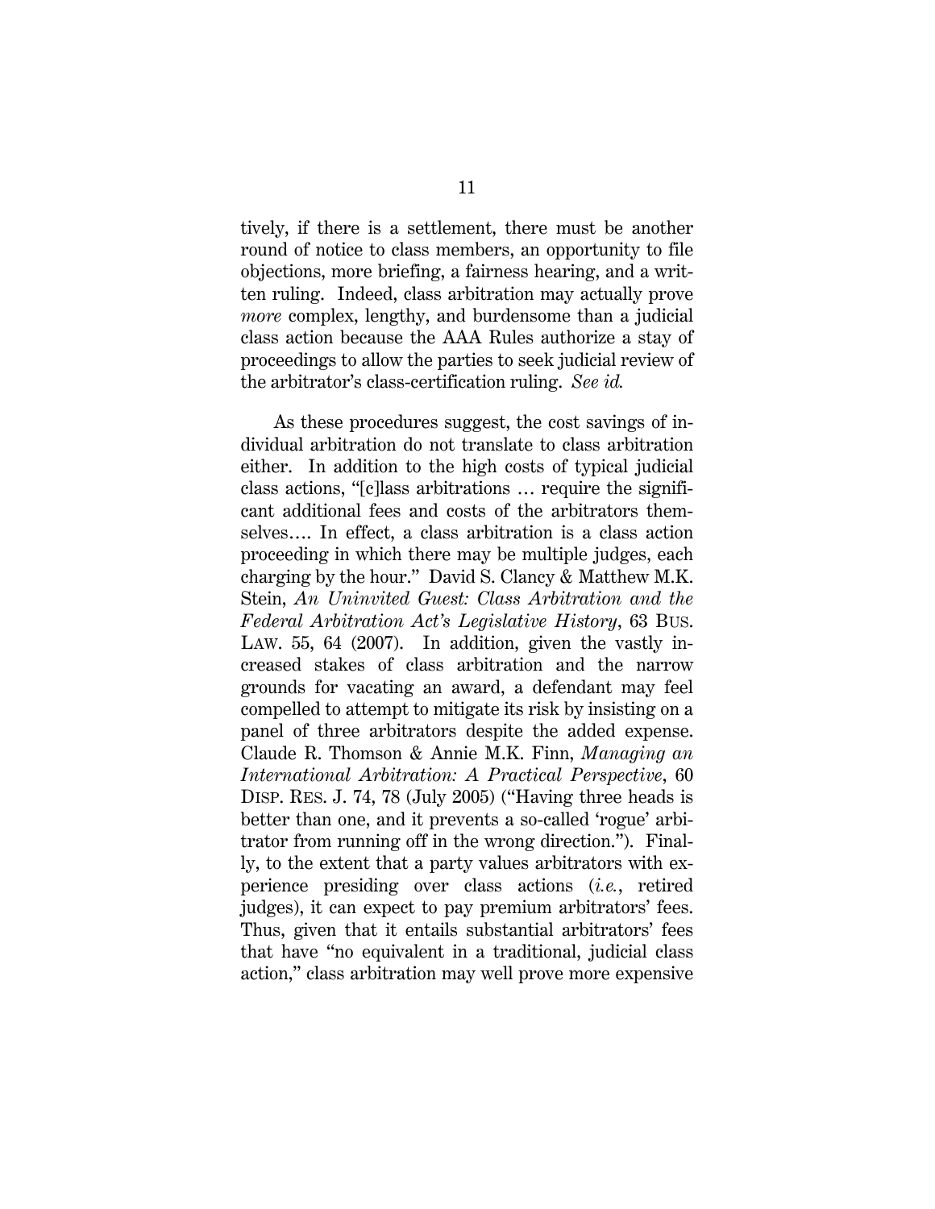tively, if there is a settlement, there must be another round of notice to class members, an opportunity to file objections, more briefing, a fairness hearing, and a written ruling. Indeed, class arbitration may actually prove *more* complex, lengthy, and burdensome than a judicial class action because the AAA Rules authorize a stay of proceedings to allow the parties to seek judicial review of the arbitrator's class-certification ruling. *See id.*

As these procedures suggest, the cost savings of individual arbitration do not translate to class arbitration either. In addition to the high costs of typical judicial class actions, "[c]lass arbitrations … require the significant additional fees and costs of the arbitrators themselves…. In effect, a class arbitration is a class action proceeding in which there may be multiple judges, each charging by the hour." David S. Clancy & Matthew M.K. Stein, *An Uninvited Guest: Class Arbitration and the Federal Arbitration Act's Legislative History*, 63 BUS. LAW. 55, 64 (2007). In addition, given the vastly increased stakes of class arbitration and the narrow grounds for vacating an award, a defendant may feel compelled to attempt to mitigate its risk by insisting on a panel of three arbitrators despite the added expense. Claude R. Thomson & Annie M.K. Finn, *Managing an International Arbitration: A Practical Perspective*, 60 DISP. RES. J. 74, 78 (July 2005) ("Having three heads is better than one, and it prevents a so-called 'rogue' arbitrator from running off in the wrong direction."). Finally, to the extent that a party values arbitrators with experience presiding over class actions (*i.e.*, retired judges), it can expect to pay premium arbitrators' fees. Thus, given that it entails substantial arbitrators' fees that have "no equivalent in a traditional, judicial class action," class arbitration may well prove more expensive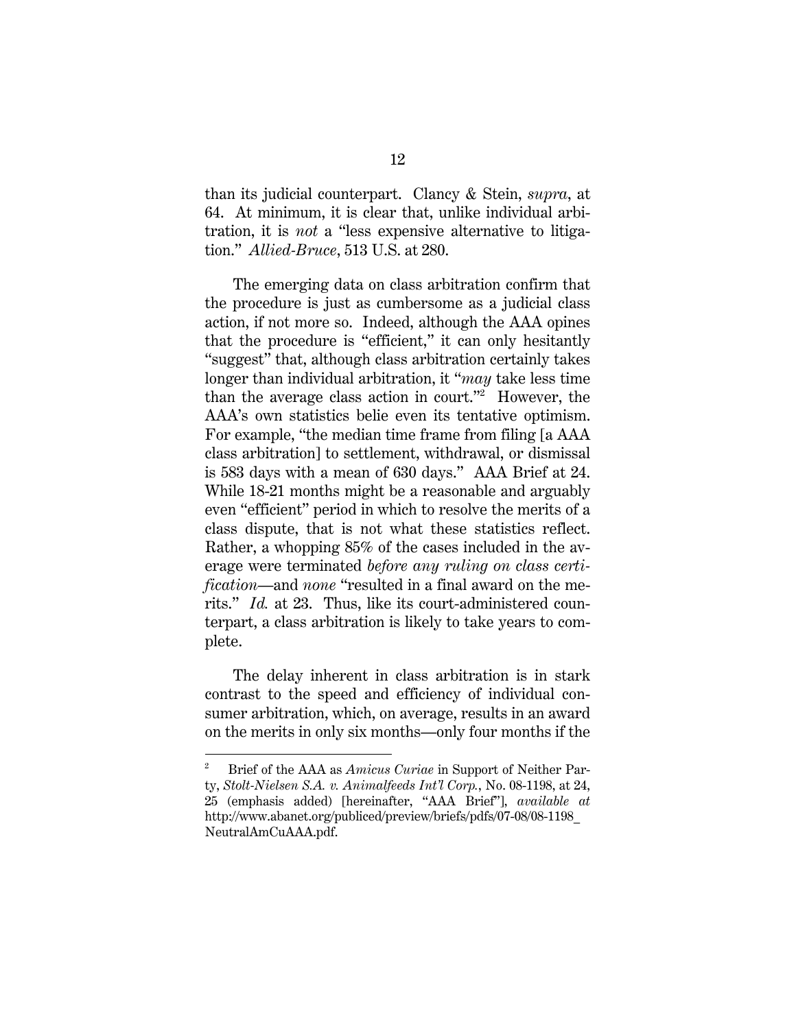than its judicial counterpart. Clancy & Stein, *supra*, at 64. At minimum, it is clear that, unlike individual arbitration, it is *not* a "less expensive alternative to litigation." *Allied-Bruce*, 513 U.S. at 280.

The emerging data on class arbitration confirm that the procedure is just as cumbersome as a judicial class action, if not more so. Indeed, although the AAA opines that the procedure is "efficient," it can only hesitantly "suggest" that, although class arbitration certainly takes longer than individual arbitration, it "*may* take less time than the average class action in court."[2] However, the AAA's own statistics belie even its tentative optimism. For example, "the median time frame from filing [a AAA class arbitration] to settlement, withdrawal, or dismissal is 583 days with a mean of 630 days." AAA Brief at 24. While 18-21 months might be a reasonable and arguably even "efficient" period in which to resolve the merits of a class dispute, that is not what these statistics reflect. Rather, a whopping 85% of the cases included in the average were terminated *before any ruling on class certification*—and *none* "resulted in a final award on the merits." *Id.* at 23. Thus, like its court-administered counterpart, a class arbitration is likely to take years to complete.

The delay inherent in class arbitration is in stark contrast to the speed and efficiency of individual consumer arbitration, which, on average, results in an award on the merits in only six months—only four months if the

---

[2] Brief of the AAA as *Amicus Curiae* in Support of Neither Party, *Stolt-Nielsen S.A. v. Animalfeeds Int'l Corp.*, No. 08-1198, at 24, 25 (emphasis added) [hereinafter, "AAA Brief"], *available at* http://www.abanet.org/publiced/preview/briefs/pdfs/07-08/08-1198_NeutralAmCuAAA.pdf.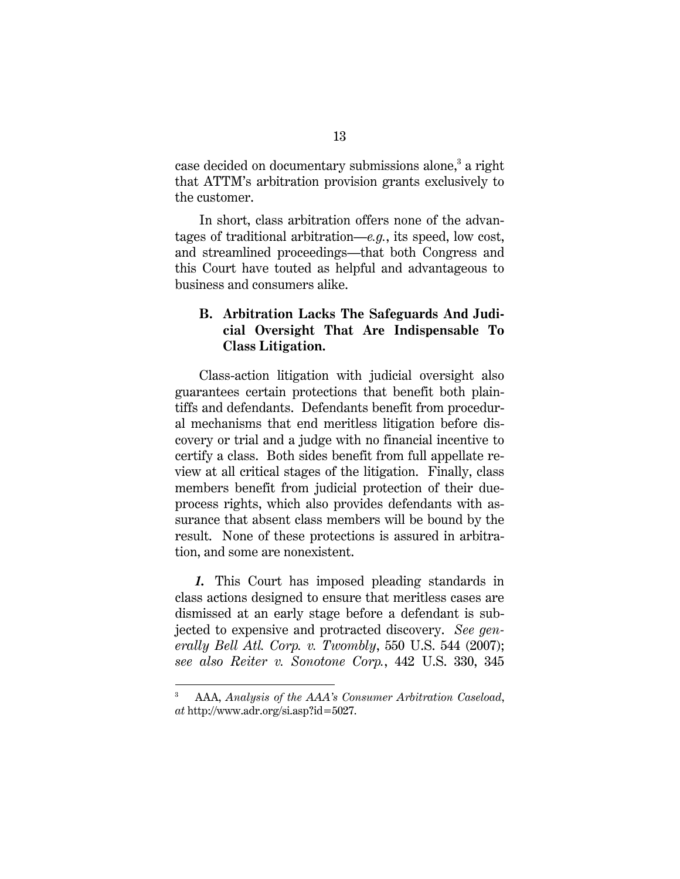case decided on documentary submissions alone,[3] a right that ATTM's arbitration provision grants exclusively to the customer.

In short, class arbitration offers none of the advantages of traditional arbitration—*e.g.*, its speed, low cost, and streamlined proceedings—that both Congress and this Court have touted as helpful and advantageous to business and consumers alike.

### B. Arbitration Lacks The Safeguards And Judicial Oversight That Are Indispensable To Class Litigation.

Class-action litigation with judicial oversight also guarantees certain protections that benefit both plaintiffs and defendants. Defendants benefit from procedural mechanisms that end meritless litigation before discovery or trial and a judge with no financial incentive to certify a class. Both sides benefit from full appellate review at all critical stages of the litigation. Finally, class members benefit from judicial protection of their due-process rights, which also provides defendants with assurance that absent class members will be bound by the result. None of these protections is assured in arbitration, and some are nonexistent.

***1.*** This Court has imposed pleading standards in class actions designed to ensure that meritless cases are dismissed at an early stage before a defendant is subjected to expensive and protracted discovery. *See generally Bell Atl. Corp. v. Twombly*, 550 U.S. 544 (2007); *see also Reiter v. Sonotone Corp.*, 442 U.S. 330, 345

---

[3] AAA, *Analysis of the AAA's Consumer Arbitration Caseload*, *at* http://www.adr.org/si.asp?id=5027.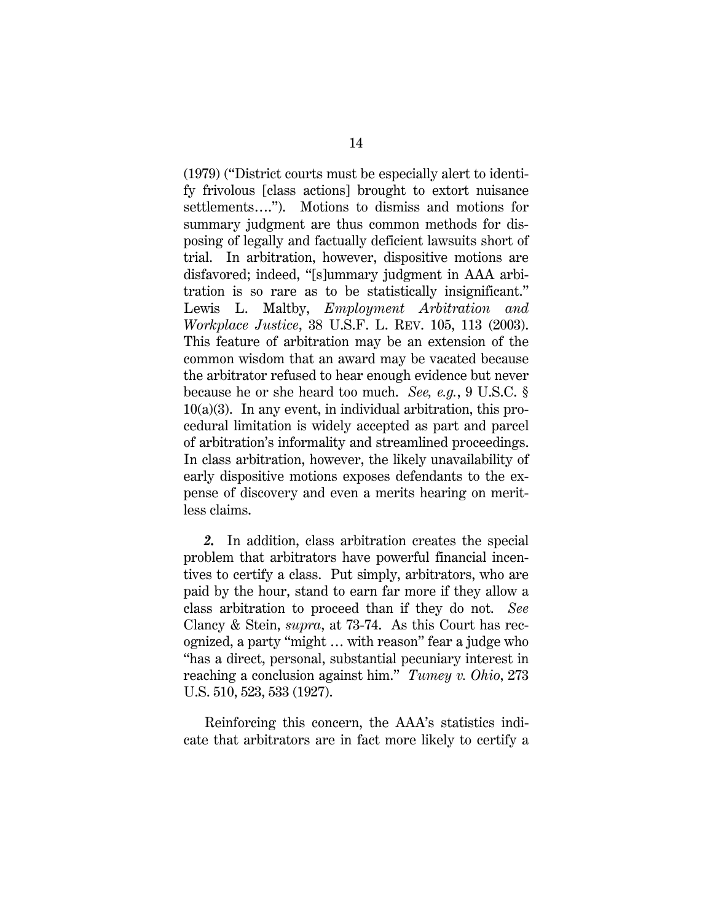(1979) ("District courts must be especially alert to identify frivolous [class actions] brought to extort nuisance settlements…."). Motions to dismiss and motions for summary judgment are thus common methods for disposing of legally and factually deficient lawsuits short of trial. In arbitration, however, dispositive motions are disfavored; indeed, "[s]ummary judgment in AAA arbitration is so rare as to be statistically insignificant." Lewis L. Maltby, *Employment Arbitration and Workplace Justice*, 38 U.S.F. L. REV. 105, 113 (2003). This feature of arbitration may be an extension of the common wisdom that an award may be vacated because the arbitrator refused to hear enough evidence but never because he or she heard too much. *See, e.g.*, 9 U.S.C. § 10(a)(3). In any event, in individual arbitration, this procedural limitation is widely accepted as part and parcel of arbitration's informality and streamlined proceedings. In class arbitration, however, the likely unavailability of early dispositive motions exposes defendants to the expense of discovery and even a merits hearing on meritless claims.

***2.*** In addition, class arbitration creates the special problem that arbitrators have powerful financial incentives to certify a class. Put simply, arbitrators, who are paid by the hour, stand to earn far more if they allow a class arbitration to proceed than if they do not. *See* Clancy & Stein, *supra*, at 73-74. As this Court has recognized, a party "might … with reason" fear a judge who "has a direct, personal, substantial pecuniary interest in reaching a conclusion against him." *Tumey v. Ohio*, 273 U.S. 510, 523, 533 (1927).

Reinforcing this concern, the AAA's statistics indicate that arbitrators are in fact more likely to certify a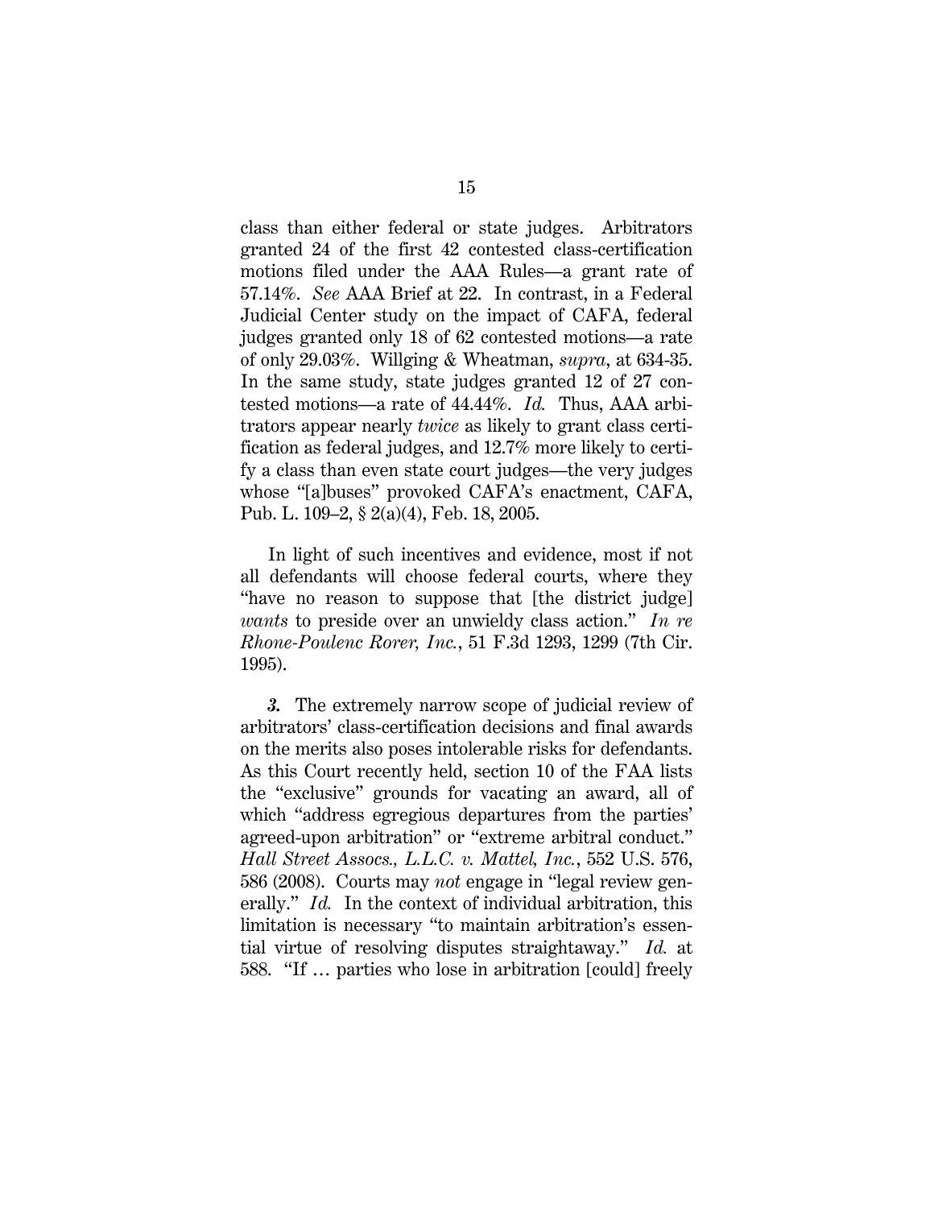class than either federal or state judges. Arbitrators granted 24 of the first 42 contested class-certification motions filed under the AAA Rules—a grant rate of 57.14%. *See* AAA Brief at 22. In contrast, in a Federal Judicial Center study on the impact of CAFA, federal judges granted only 18 of 62 contested motions—a rate of only 29.03%. Willging & Wheatman, *supra*, at 634-35. In the same study, state judges granted 12 of 27 contested motions—a rate of 44.44%. *Id.* Thus, AAA arbitrators appear nearly *twice* as likely to grant class certification as federal judges, and 12.7% more likely to certify a class than even state court judges—the very judges whose "[a]buses" provoked CAFA's enactment, CAFA, Pub. L. 109–2, § 2(a)(4), Feb. 18, 2005.

In light of such incentives and evidence, most if not all defendants will choose federal courts, where they "have no reason to suppose that [the district judge] *wants* to preside over an unwieldy class action." *In re Rhone-Poulenc Rorer, Inc.*, 51 F.3d 1293, 1299 (7th Cir. 1995).

***3.*** The extremely narrow scope of judicial review of arbitrators' class-certification decisions and final awards on the merits also poses intolerable risks for defendants. As this Court recently held, section 10 of the FAA lists the "exclusive" grounds for vacating an award, all of which "address egregious departures from the parties' agreed-upon arbitration" or "extreme arbitral conduct." *Hall Street Assocs., L.L.C. v. Mattel, Inc.*, 552 U.S. 576, 586 (2008). Courts may *not* engage in "legal review generally." *Id.* In the context of individual arbitration, this limitation is necessary "to maintain arbitration's essential virtue of resolving disputes straightaway." *Id.* at 588. "If … parties who lose in arbitration [could] freely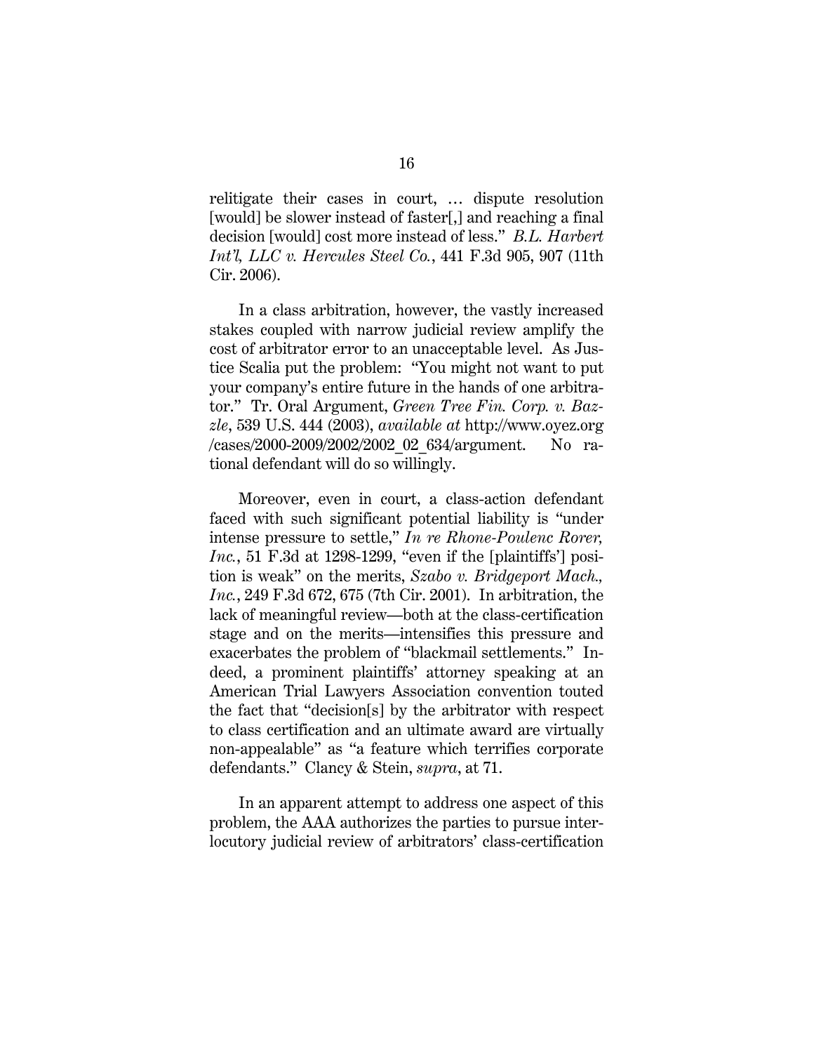relitigate their cases in court, … dispute resolution [would] be slower instead of faster[,] and reaching a final decision [would] cost more instead of less." *B.L. Harbert Int'l, LLC v. Hercules Steel Co.*, 441 F.3d 905, 907 (11th Cir. 2006).

In a class arbitration, however, the vastly increased stakes coupled with narrow judicial review amplify the cost of arbitrator error to an unacceptable level. As Justice Scalia put the problem: "You might not want to put your company's entire future in the hands of one arbitrator." Tr. Oral Argument, *Green Tree Fin. Corp. v. Bazzle*, 539 U.S. 444 (2003), *available at* http://www.oyez.org/cases/2000-2009/2002/2002_02_634/argument. No rational defendant will do so willingly.

Moreover, even in court, a class-action defendant faced with such significant potential liability is "under intense pressure to settle," *In re Rhone-Poulenc Rorer, Inc.*, 51 F.3d at 1298-1299, "even if the [plaintiffs'] position is weak" on the merits, *Szabo v. Bridgeport Mach., Inc.*, 249 F.3d 672, 675 (7th Cir. 2001). In arbitration, the lack of meaningful review—both at the class-certification stage and on the merits—intensifies this pressure and exacerbates the problem of "blackmail settlements." Indeed, a prominent plaintiffs' attorney speaking at an American Trial Lawyers Association convention touted the fact that "decision[s] by the arbitrator with respect to class certification and an ultimate award are virtually non-appealable" as "a feature which terrifies corporate defendants." Clancy & Stein, *supra*, at 71.

In an apparent attempt to address one aspect of this problem, the AAA authorizes the parties to pursue interlocutory judicial review of arbitrators' class-certification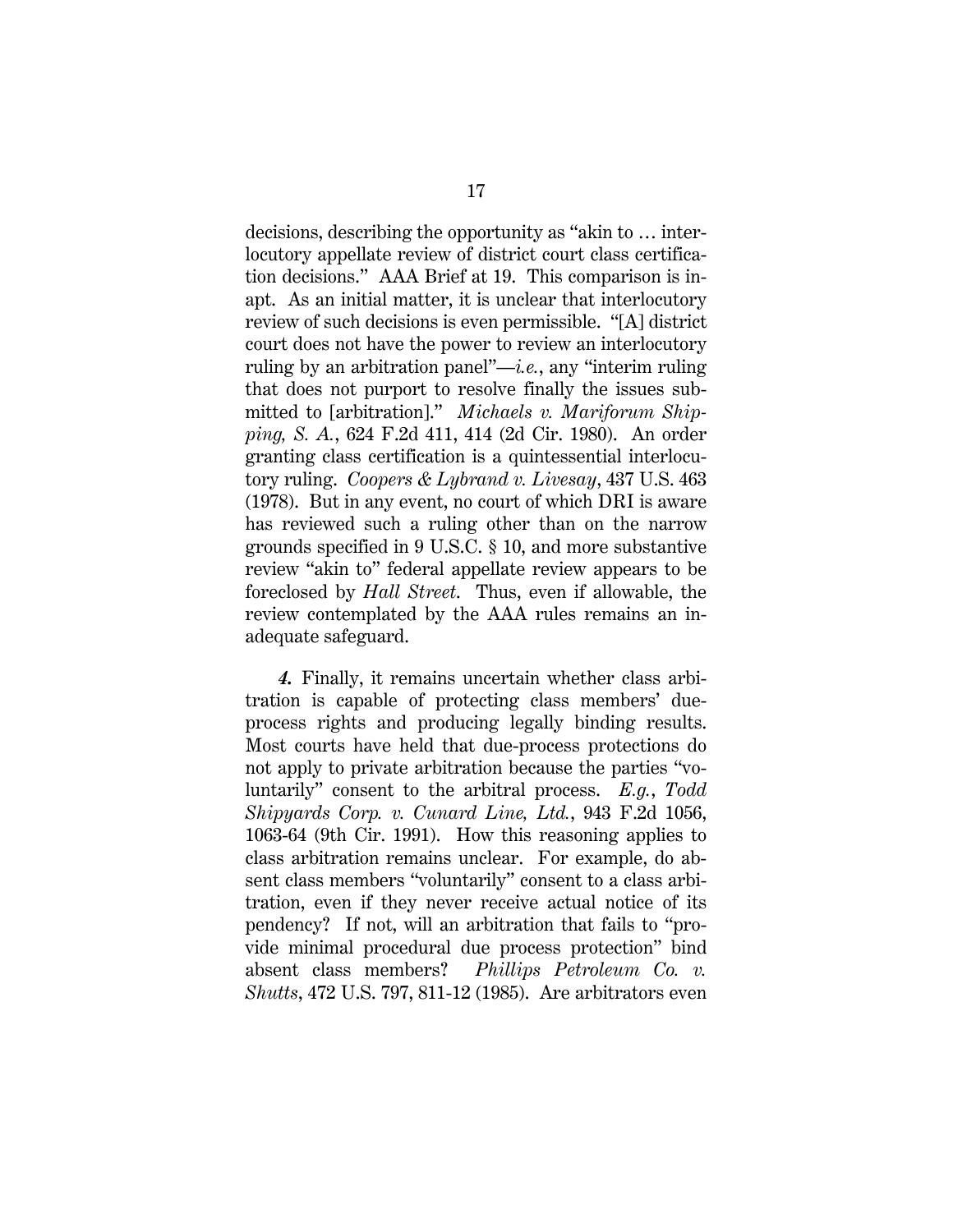decisions, describing the opportunity as "akin to … interlocutory appellate review of district court class certification decisions." AAA Brief at 19. This comparison is inapt. As an initial matter, it is unclear that interlocutory review of such decisions is even permissible. "[A] district court does not have the power to review an interlocutory ruling by an arbitration panel"—*i.e.*, any "interim ruling that does not purport to resolve finally the issues submitted to [arbitration]." *Michaels v. Mariforum Shipping, S. A.*, 624 F.2d 411, 414 (2d Cir. 1980). An order granting class certification is a quintessential interlocutory ruling. *Coopers & Lybrand v. Livesay*, 437 U.S. 463 (1978). But in any event, no court of which DRI is aware has reviewed such a ruling other than on the narrow grounds specified in 9 U.S.C. § 10, and more substantive review "akin to" federal appellate review appears to be foreclosed by *Hall Street*. Thus, even if allowable, the review contemplated by the AAA rules remains an inadequate safeguard.

***4.*** Finally, it remains uncertain whether class arbitration is capable of protecting class members' due-process rights and producing legally binding results. Most courts have held that due-process protections do not apply to private arbitration because the parties "voluntarily" consent to the arbitral process. *E.g.*, *Todd Shipyards Corp. v. Cunard Line, Ltd.*, 943 F.2d 1056, 1063-64 (9th Cir. 1991). How this reasoning applies to class arbitration remains unclear. For example, do absent class members "voluntarily" consent to a class arbitration, even if they never receive actual notice of its pendency? If not, will an arbitration that fails to "provide minimal procedural due process protection" bind absent class members? *Phillips Petroleum Co. v. Shutts*, 472 U.S. 797, 811-12 (1985). Are arbitrators even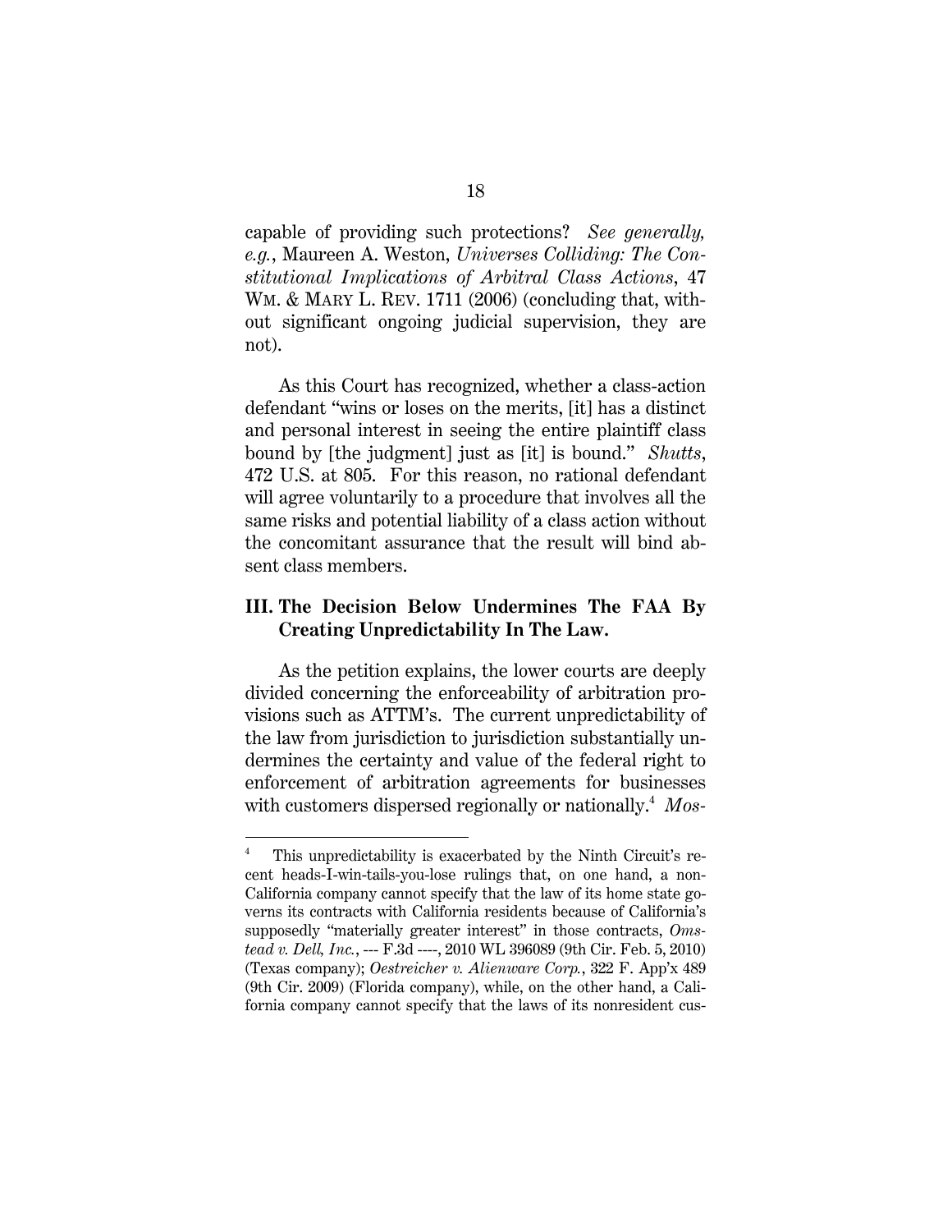capable of providing such protections? *See generally, e.g.*, Maureen A. Weston, *Universes Colliding: The Constitutional Implications of Arbitral Class Actions*, 47 WM. & MARY L. REV. 1711 (2006) (concluding that, without significant ongoing judicial supervision, they are not).

As this Court has recognized, whether a class-action defendant "wins or loses on the merits, [it] has a distinct and personal interest in seeing the entire plaintiff class bound by [the judgment] just as [it] is bound." *Shutts*, 472 U.S. at 805. For this reason, no rational defendant will agree voluntarily to a procedure that involves all the same risks and potential liability of a class action without the concomitant assurance that the result will bind absent class members.

### III. The Decision Below Undermines The FAA By Creating Unpredictability In The Law.

As the petition explains, the lower courts are deeply divided concerning the enforceability of arbitration provisions such as ATTM's. The current unpredictability of the law from jurisdiction to jurisdiction substantially undermines the certainty and value of the federal right to enforcement of arbitration agreements for businesses with customers dispersed regionally or nationally.[4] *Mos-*

[4] This unpredictability is exacerbated by the Ninth Circuit's recent heads-I-win-tails-you-lose rulings that, on one hand, a non-California company cannot specify that the law of its home state governs its contracts with California residents because of California's supposedly "materially greater interest" in those contracts, *Omstead v. Dell, Inc.*, --- F.3d ----, 2010 WL 396089 (9th Cir. Feb. 5, 2010) (Texas company); *Oestreicher v. Alienware Corp.*, 322 F. App'x 489 (9th Cir. 2009) (Florida company), while, on the other hand, a California company cannot specify that the laws of its nonresident cus-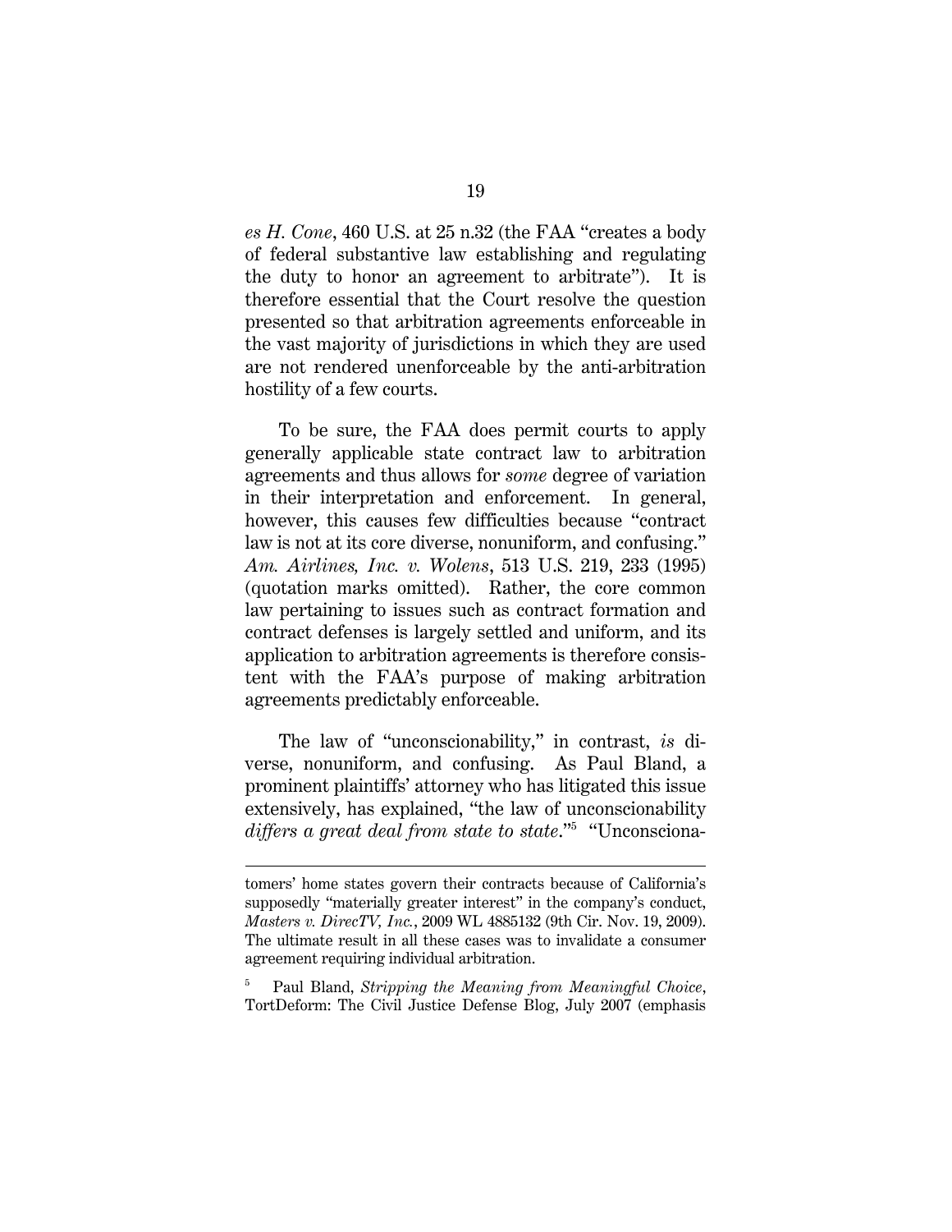*es H. Cone*, 460 U.S. at 25 n.32 (the FAA "creates a body of federal substantive law establishing and regulating the duty to honor an agreement to arbitrate"). It is therefore essential that the Court resolve the question presented so that arbitration agreements enforceable in the vast majority of jurisdictions in which they are used are not rendered unenforceable by the anti-arbitration hostility of a few courts.

To be sure, the FAA does permit courts to apply generally applicable state contract law to arbitration agreements and thus allows for *some* degree of variation in their interpretation and enforcement. In general, however, this causes few difficulties because "contract law is not at its core diverse, nonuniform, and confusing." *Am. Airlines, Inc. v. Wolens*, 513 U.S. 219, 233 (1995) (quotation marks omitted). Rather, the core common law pertaining to issues such as contract formation and contract defenses is largely settled and uniform, and its application to arbitration agreements is therefore consistent with the FAA's purpose of making arbitration agreements predictably enforceable.

The law of "unconscionability," in contrast, *is* diverse, nonuniform, and confusing. As Paul Bland, a prominent plaintiffs' attorney who has litigated this issue extensively, has explained, "the law of unconscionability *differs a great deal from state to state*."[5] "Unconsciona-

---

tomers' home states govern their contracts because of California's supposedly "materially greater interest" in the company's conduct, *Masters v. DirecTV, Inc.*, 2009 WL 4885132 (9th Cir. Nov. 19, 2009). The ultimate result in all these cases was to invalidate a consumer agreement requiring individual arbitration.

[5] Paul Bland, *Stripping the Meaning from Meaningful Choice*, TortDeform: The Civil Justice Defense Blog, July 2007 (emphasis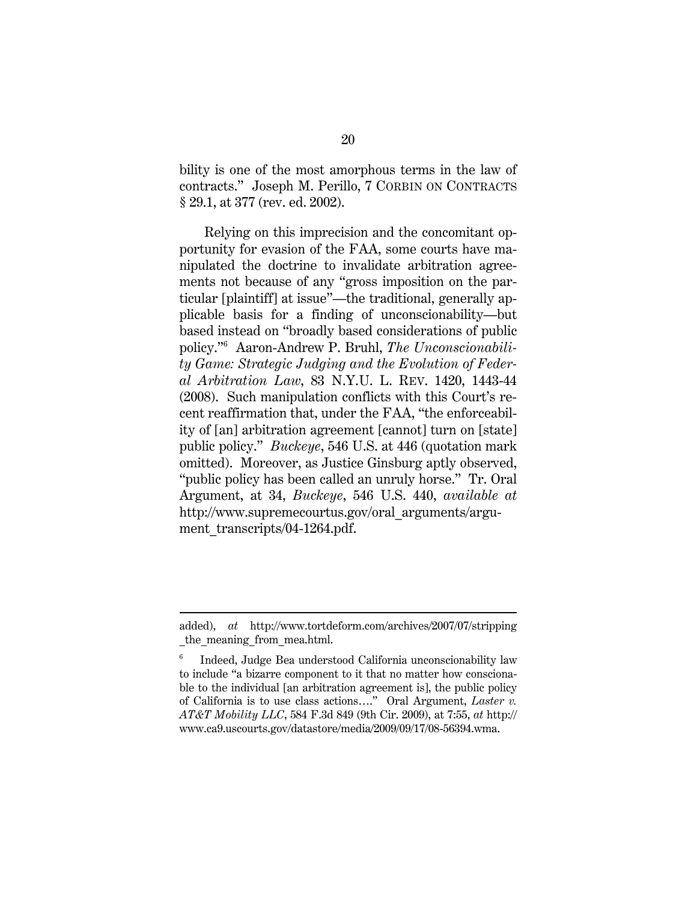bility is one of the most amorphous terms in the law of contracts." Joseph M. Perillo, 7 CORBIN ON CONTRACTS § 29.1, at 377 (rev. ed. 2002).

Relying on this imprecision and the concomitant opportunity for evasion of the FAA, some courts have manipulated the doctrine to invalidate arbitration agreements not because of any "gross imposition on the particular [plaintiff] at issue"—the traditional, generally applicable basis for a finding of unconscionability—but based instead on "broadly based considerations of public policy."[6] Aaron-Andrew P. Bruhl, *The Unconscionability Game: Strategic Judging and the Evolution of Federal Arbitration Law*, 83 N.Y.U. L. REV. 1420, 1443-44 (2008). Such manipulation conflicts with this Court's recent reaffirmation that, under the FAA, "the enforceability of [an] arbitration agreement [cannot] turn on [state] public policy." *Buckeye*, 546 U.S. at 446 (quotation mark omitted). Moreover, as Justice Ginsburg aptly observed, "public policy has been called an unruly horse." Tr. Oral Argument, at 34, *Buckeye*, 546 U.S. 440, *available at* http://www.supremecourtus.gov/oral_arguments/argument_transcripts/04-1264.pdf.

---

added), *at* http://www.tortdeform.com/archives/2007/07/stripping_the_meaning_from_mea.html.

[6] Indeed, Judge Bea understood California unconscionability law to include "a bizarre component to it that no matter how conscionable to the individual [an arbitration agreement is], the public policy of California is to use class actions…." Oral Argument, *Laster v. AT&T Mobility LLC*, 584 F.3d 849 (9th Cir. 2009), at 7:55, *at* http://www.ca9.uscourts.gov/datastore/media/2009/09/17/08-56394.wma.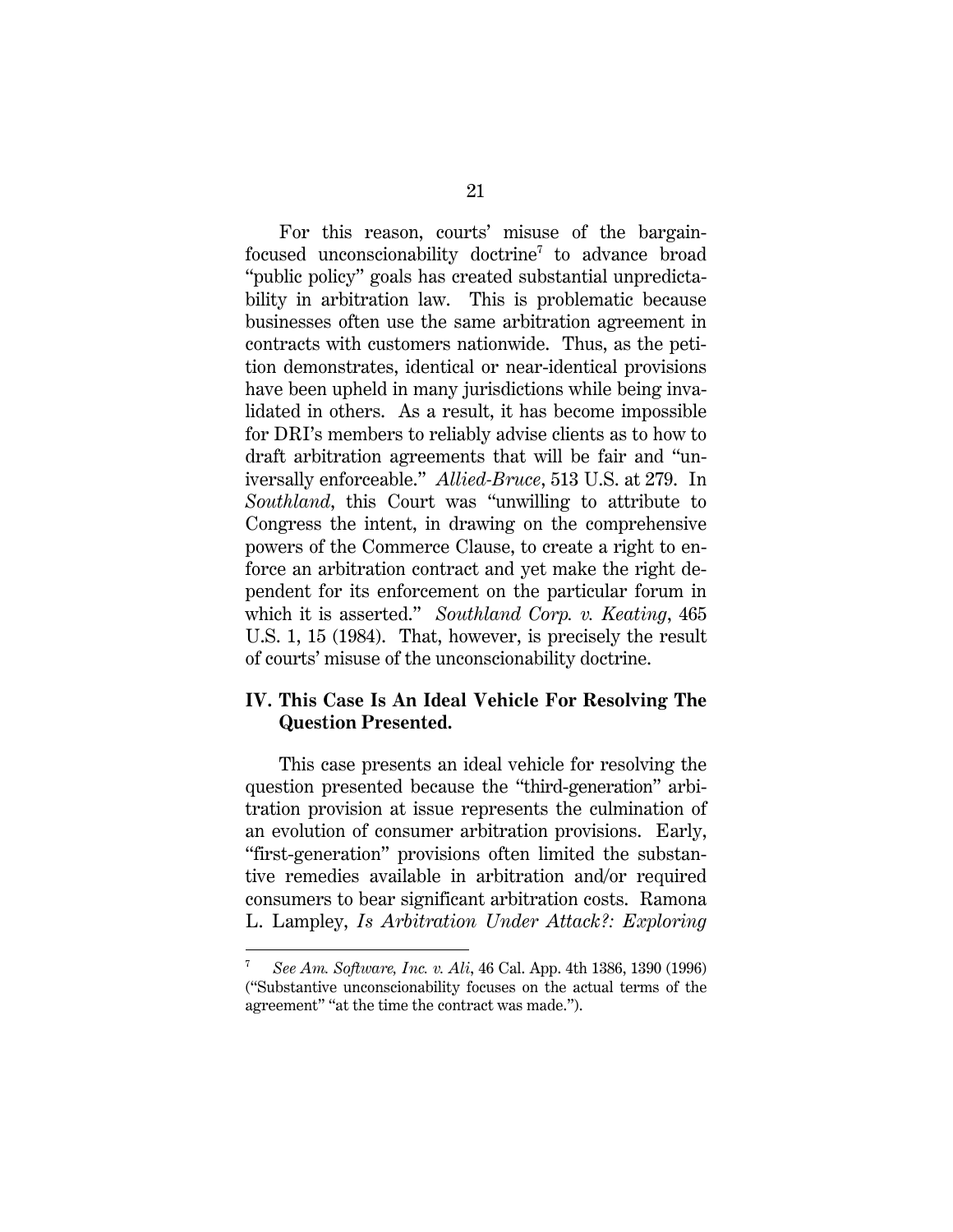For this reason, courts' misuse of the bargain-focused unconscionability doctrine[7] to advance broad "public policy" goals has created substantial unpredictability in arbitration law. This is problematic because businesses often use the same arbitration agreement in contracts with customers nationwide. Thus, as the petition demonstrates, identical or near-identical provisions have been upheld in many jurisdictions while being invalidated in others. As a result, it has become impossible for DRI's members to reliably advise clients as to how to draft arbitration agreements that will be fair and "universally enforceable." *Allied-Bruce*, 513 U.S. at 279. In *Southland*, this Court was "unwilling to attribute to Congress the intent, in drawing on the comprehensive powers of the Commerce Clause, to create a right to enforce an arbitration contract and yet make the right dependent for its enforcement on the particular forum in which it is asserted." *Southland Corp. v. Keating*, 465 U.S. 1, 15 (1984). That, however, is precisely the result of courts' misuse of the unconscionability doctrine.

## IV. This Case Is An Ideal Vehicle For Resolving The Question Presented.

This case presents an ideal vehicle for resolving the question presented because the "third-generation" arbitration provision at issue represents the culmination of an evolution of consumer arbitration provisions. Early, "first-generation" provisions often limited the substantive remedies available in arbitration and/or required consumers to bear significant arbitration costs. Ramona L. Lampley, *Is Arbitration Under Attack?: Exploring*

---

[7] *See Am. Software, Inc. v. Ali*, 46 Cal. App. 4th 1386, 1390 (1996) ("Substantive unconscionability focuses on the actual terms of the agreement" "at the time the contract was made.").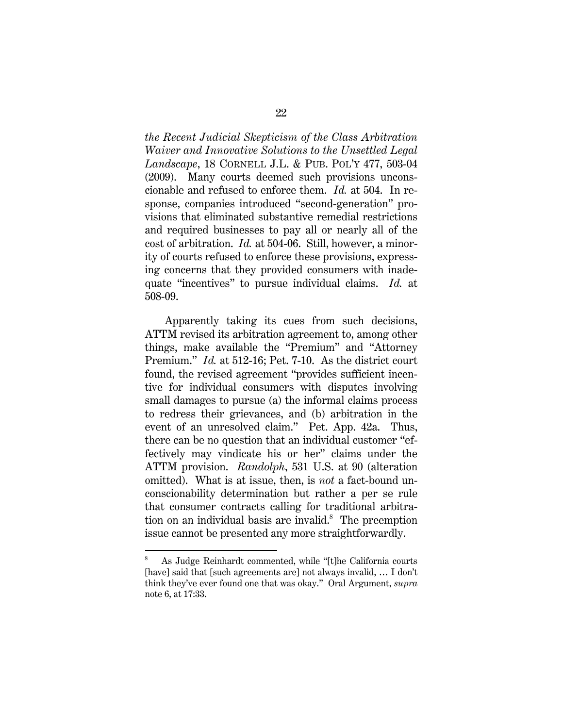*the Recent Judicial Skepticism of the Class Arbitration Waiver and Innovative Solutions to the Unsettled Legal Landscape*, 18 CORNELL J.L. & PUB. POL'Y 477, 503-04 (2009). Many courts deemed such provisions unconscionable and refused to enforce them. *Id.* at 504. In response, companies introduced "second-generation" provisions that eliminated substantive remedial restrictions and required businesses to pay all or nearly all of the cost of arbitration. *Id.* at 504-06. Still, however, a minority of courts refused to enforce these provisions, expressing concerns that they provided consumers with inadequate "incentives" to pursue individual claims. *Id.* at 508-09.

Apparently taking its cues from such decisions, ATTM revised its arbitration agreement to, among other things, make available the "Premium" and "Attorney Premium." *Id.* at 512-16; Pet. 7-10. As the district court found, the revised agreement "provides sufficient incentive for individual consumers with disputes involving small damages to pursue (a) the informal claims process to redress their grievances, and (b) arbitration in the event of an unresolved claim." Pet. App. 42a. Thus, there can be no question that an individual customer "effectively may vindicate his or her" claims under the ATTM provision. *Randolph*, 531 U.S. at 90 (alteration omitted). What is at issue, then, is *not* a fact-bound unconscionability determination but rather a per se rule that consumer contracts calling for traditional arbitration on an individual basis are invalid.[8] The preemption issue cannot be presented any more straightforwardly.

---

[8] As Judge Reinhardt commented, while "[t]he California courts [have] said that [such agreements are] not always invalid, … I don't think they've ever found one that was okay." Oral Argument, *supra* note 6, at 17:33.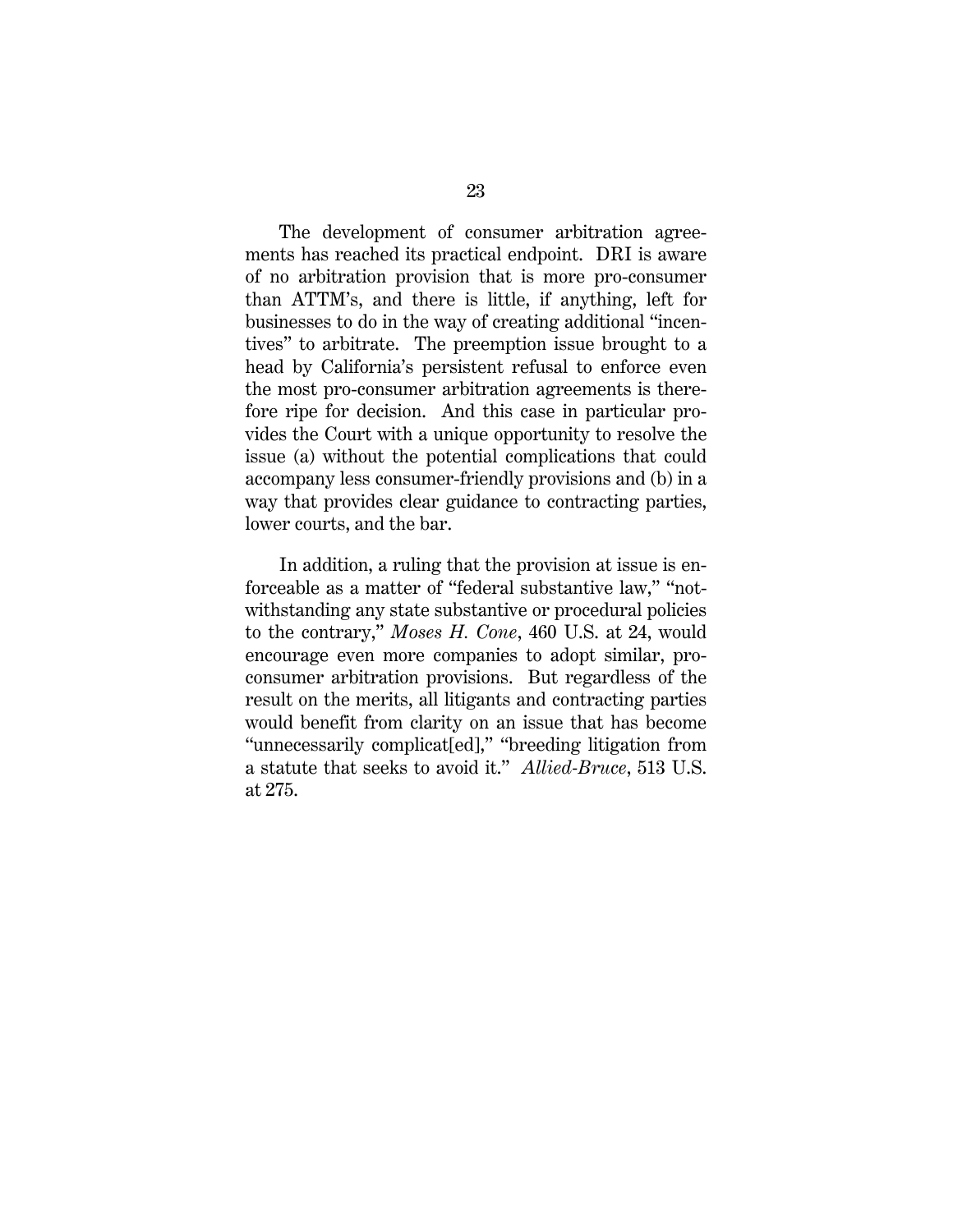The development of consumer arbitration agreements has reached its practical endpoint. DRI is aware of no arbitration provision that is more pro-consumer than ATTM's, and there is little, if anything, left for businesses to do in the way of creating additional "incentives" to arbitrate. The preemption issue brought to a head by California's persistent refusal to enforce even the most pro-consumer arbitration agreements is therefore ripe for decision. And this case in particular provides the Court with a unique opportunity to resolve the issue (a) without the potential complications that could accompany less consumer-friendly provisions and (b) in a way that provides clear guidance to contracting parties, lower courts, and the bar.

In addition, a ruling that the provision at issue is enforceable as a matter of "federal substantive law," "notwithstanding any state substantive or procedural policies to the contrary," *Moses H. Cone*, 460 U.S. at 24, would encourage even more companies to adopt similar, pro-consumer arbitration provisions. But regardless of the result on the merits, all litigants and contracting parties would benefit from clarity on an issue that has become "unnecessarily complicat[ed]," "breeding litigation from a statute that seeks to avoid it." *Allied-Bruce*, 513 U.S. at 275.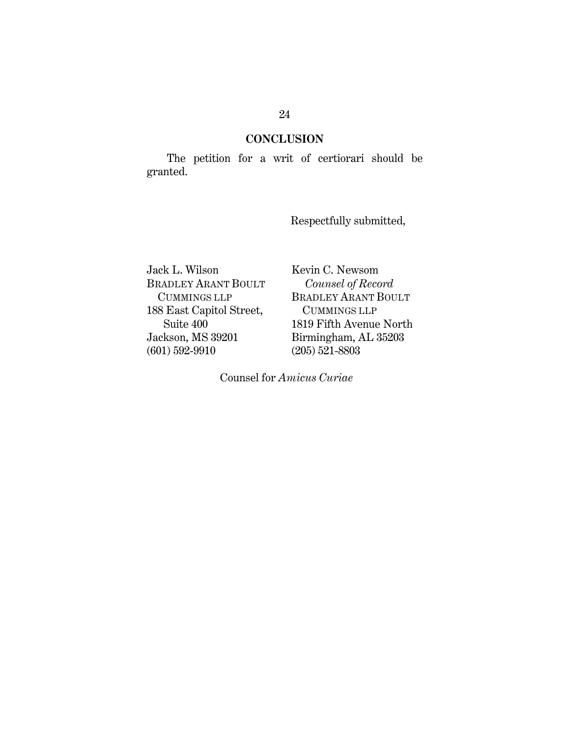## CONCLUSION

The petition for a writ of certiorari should be granted.

Respectfully submitted,

Jack L. Wilson
BRADLEY ARANT BOULT CUMMINGS LLP
188 East Capitol Street, Suite 400
Jackson, MS 39201
(601) 592-9910

Kevin C. Newsom
*Counsel of Record*
BRADLEY ARANT BOULT CUMMINGS LLP
1819 Fifth Avenue North
Birmingham, AL 35203
(205) 521-8803

Counsel for *Amicus Curiae*